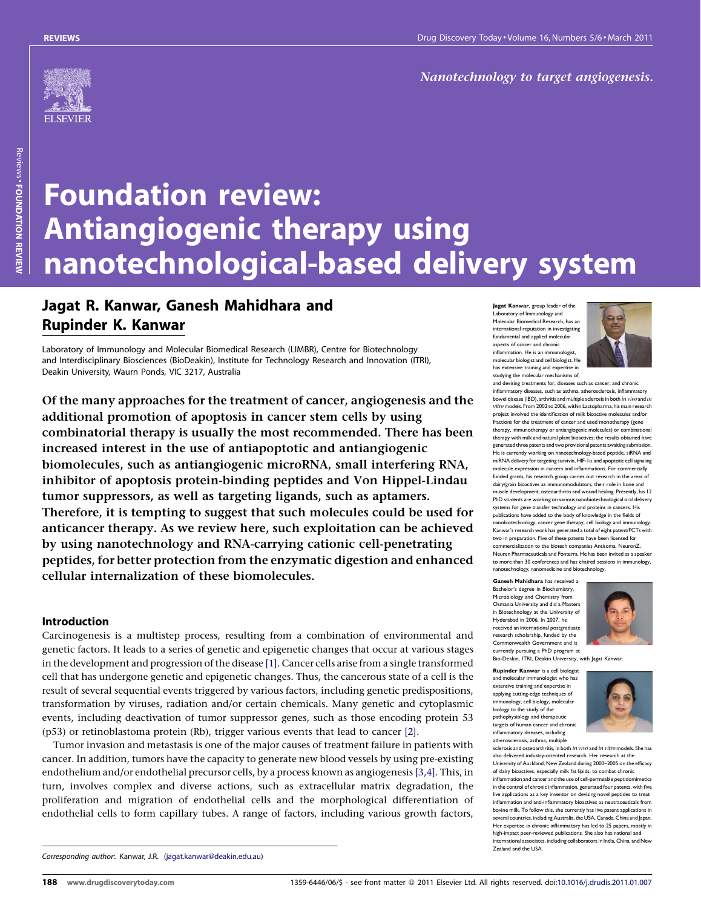*Nanotechnology to target angiogenesis.*

# Foundation review: Antiangiogenic therapy using nanotechnological-based delivery system

## Jagat R. Kanwar, Ganesh Mahidhara and Rupinder K. Kanwar

Laboratory of Immunology and Molecular Biomedical Research (LIMBR), Centre for Biotechnology and Interdisciplinary Biosciences (BioDeakin), Institute for Technology Research and Innovation (ITRI), Deakin University, Waurn Ponds, VIC 3217, Australia

**Of the many approaches for the treatment of cancer, angiogenesis and the additional promotion of apoptosis in cancer stem cells by using combinatorial therapy is usually the most recommended. There has been increased interest in the use of antiapoptotic and antiangiogenic biomolecules, such as antiangiogenic microRNA, small interfering RNA, inhibitor of apoptosis protein-binding peptides and Von Hippel-Lindau tumor suppressors, as well as targeting ligands, such as aptamers. Therefore, it is tempting to suggest that such molecules could be used for anticancer therapy. As we review here, such exploitation can be achieved by using nanotechnology and RNA-carrying cationic cell-penetrating peptides, for better protection from the enzymatic digestion and enhanced cellular internalization of these biomolecules.**

### Introduction

Carcinogenesis is a multistep process, resulting from a combination of environmental and genetic factors. It leads to a series of genetic and epigenetic changes that occur at various stages in the development and progression of the disease [1]. Cancer cells arise from a single transformed cell that has undergone genetic and epigenetic changes. Thus, the cancerous state of a cell is the result of several sequential events triggered by various factors, including genetic predispositions, transformation by viruses, radiation and/or certain chemicals. Many genetic and cytoplasmic events, including deactivation of tumor suppressor genes, such as those encoding protein 53 (p53) or retinoblastoma protein (Rb), trigger various events that lead to cancer [2].

Tumor invasion and metastasis is one of the major causes of treatment failure in patients with cancer. In addition, tumors have the capacity to generate new blood vessels by using pre-existing endothelium and/or endothelial precursor cells, by a process known as angiogenesis [3,4]. This, in turn, involves complex and diverse actions, such as extracellular matrix degradation, the proliferation and migration of endothelial cells and the morphological differentiation of endothelial cells to form capillary tubes. A range of factors, including various growth factors,

**Jagat Kanwar**, group leader of the Laboratory of Immunology and Molecular Biomedical Research, has an international reputation in investigating fundamental and applied molecular aspects of cancer and chronic inflammation. He is an immunologist, molecular biologist and cell biologist. He has extensive training and expertise in studying the molecular mechanisms of, and devising treatments for, diseases such as cancer, and chronic inflammatory diseases, such as asthma, atherosclerosis, inflammatory bowel disease (IBD), arthritis and multiple sclerosis in both *in vivo* and *in vitro* models. From 2002 to 2006, within Lactopharma, his main research project involved the identification of milk bioactive molecules and/or fractions for the treatment of cancer and used monotherapy (gene therapy, immunotherapy or antiangiogenic molecules) or combinational therapy with milk and natural plant bioactives; the results obtained have generated three patents and two provisional patents awaiting submission. He is currently working on nanotechnology-based peptide, siRNA and miRNA delivery for targeting survivin, HIF-1α and apoptotic cell signaling molecule expression in cancers and inflammations. For commercially funded grants, his research group carries out research in the areas of dairy/grain bioactives as immunomodulators, their role in bone and muscle development, osteoarthritis and wound healing. Presently, his 12 PhD students are working on various nanobiotechnological oral delivery systems for gene transfer technology and proteins in cancers. His publications have added to the body of knowledge in the fields of nanobiotechnology, cancer gene therapy, cell biology and immunology. Kanwar's research work has generated a total of eight patent/PCTs with two in preparation. Five of these patents have been licensed for commercialization to the biotech companies Antisoma, NeuronZ, Neuren Pharmaceuticals and Fonterra. He has been invited as a speaker to more than 30 conferences and has chaired sessions in immunology, nanotechnology, nanomedicine and biotechnology.

**Ganesh Mahidhara** has received a Bachelor's degree in Biochemistry, Microbiology and Chemistry from Osmania University and did a Masters in Biotechnology at the University of Hyderabad in 2006. In 2007, he received an international postgraduate research scholarship, funded by the Commonwealth Government and is currently pursuing a PhD program at Bio-Deakin, ITRI, Deakin University, with Jagat Kanwar.

**Rupinder Kanwar** is a cell biologist and molecular immunologist who has extensive training and expertise in applying cutting-edge techniques of immunology, cell biology, molecular biology to the study of the pathophysiology and therapeutic targets of human cancer and chronic inflammatory diseases, including atherosclerosis, asthma, multiple sclerosis and osteoarthritis, in both *in vivo* and *in vitro* models. She has also delivered industry-oriented research. Her research at the University of Auckland, New Zealand during 2000–2005 on the efficacy of dairy bioactives, especially milk fat lipids, to combat chronic inflammation and cancer and the use of cell-permeable peptidomimetics in the control of chronic inflammation, generated four patents, with five live applications as a key inventor on devising novel peptides to treat inflammation and anti-inflammatory bioactives as neutraceuticals from bovine milk. To follow this, she currently has live patent applications in several countries, including Australia, the USA, Canada, China and Japan. Her expertise in chronic inflammatory has led to 25 papers, mostly in high-impact peer-reviewed publications. She also has national and international associates, including collaborators in India, China, and New Zealand and the USA.

Corresponding author:. Kanwar, J.R. (jagat.kanwar@deakin.edu.au)

1359-6446/06/$ - see front matter © 2011 Elsevier Ltd. All rights reserved. doi:10.1016/j.drudis.2011.01.007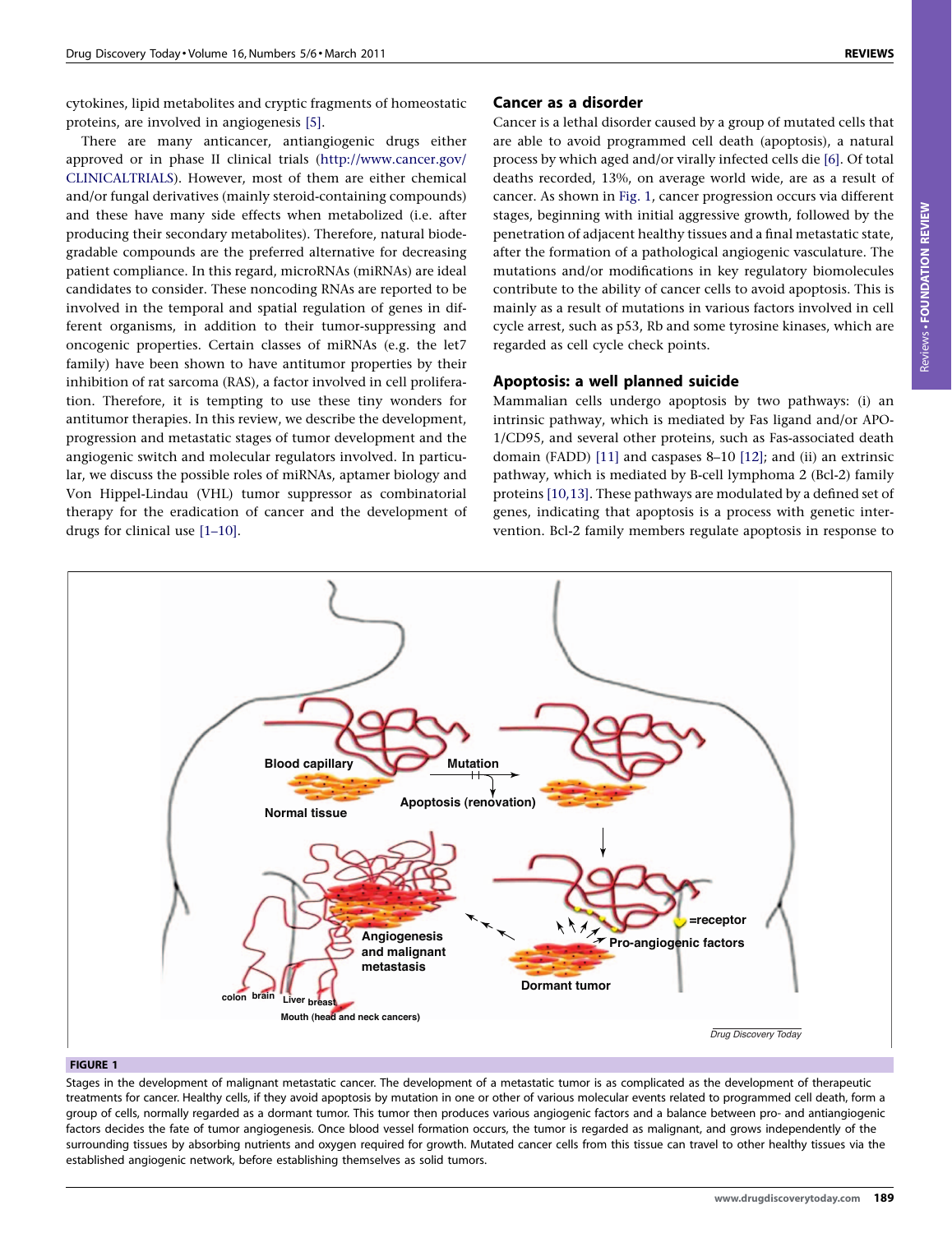cytokines, lipid metabolites and cryptic fragments of homeostatic proteins, are involved in angiogenesis [5].

There are many anticancer, antiangiogenic drugs either approved or in phase II clinical trials (http://www.cancer.gov/CLINICALTRIALS). However, most of them are either chemical and/or fungal derivatives (mainly steroid-containing compounds) and these have many side effects when metabolized (i.e. after producing their secondary metabolites). Therefore, natural biodegradable compounds are the preferred alternative for decreasing patient compliance. In this regard, microRNAs (miRNAs) are ideal candidates to consider. These noncoding RNAs are reported to be involved in the temporal and spatial regulation of genes in different organisms, in addition to their tumor-suppressing and oncogenic properties. Certain classes of miRNAs (e.g. the let7 family) have been shown to have antitumor properties by their inhibition of rat sarcoma (RAS), a factor involved in cell proliferation. Therefore, it is tempting to use these tiny wonders for antitumor therapies. In this review, we describe the development, progression and metastatic stages of tumor development and the angiogenic switch and molecular regulators involved. In particular, we discuss the possible roles of miRNAs, aptamer biology and Von Hippel-Lindau (VHL) tumor suppressor as combinatorial therapy for the eradication of cancer and the development of drugs for clinical use [1–10].

## Cancer as a disorder

Cancer is a lethal disorder caused by a group of mutated cells that are able to avoid programmed cell death (apoptosis), a natural process by which aged and/or virally infected cells die [6]. Of total deaths recorded, 13%, on average world wide, are as a result of cancer. As shown in Fig. 1, cancer progression occurs via different stages, beginning with initial aggressive growth, followed by the penetration of adjacent healthy tissues and a final metastatic state, after the formation of a pathological angiogenic vasculature. The mutations and/or modifications in key regulatory biomolecules contribute to the ability of cancer cells to avoid apoptosis. This is mainly as a result of mutations in various factors involved in cell cycle arrest, such as p53, Rb and some tyrosine kinases, which are regarded as cell cycle check points.

## Apoptosis: a well planned suicide

Mammalian cells undergo apoptosis by two pathways: (i) an intrinsic pathway, which is mediated by Fas ligand and/or APO-1/CD95, and several other proteins, such as Fas-associated death domain (FADD) [11] and caspases 8–10 [12]; and (ii) an extrinsic pathway, which is mediated by B-cell lymphoma 2 (Bcl-2) family proteins [10,13]. These pathways are modulated by a defined set of genes, indicating that apoptosis is a process with genetic intervention. Bcl-2 family members regulate apoptosis in response to

**FIGURE 1**

Stages in the development of malignant metastatic cancer. The development of a metastatic tumor is as complicated as the development of therapeutic treatments for cancer. Healthy cells, if they avoid apoptosis by mutation in one or other of various molecular events related to programmed cell death, form a group of cells, normally regarded as a dormant tumor. This tumor then produces various angiogenic factors and a balance between pro- and antiangiogenic factors decides the fate of tumor angiogenesis. Once blood vessel formation occurs, the tumor is regarded as malignant, and grows independently of the surrounding tissues by absorbing nutrients and oxygen required for growth. Mutated cancer cells from this tissue can travel to other healthy tissues via the established angiogenic network, before establishing themselves as solid tumors.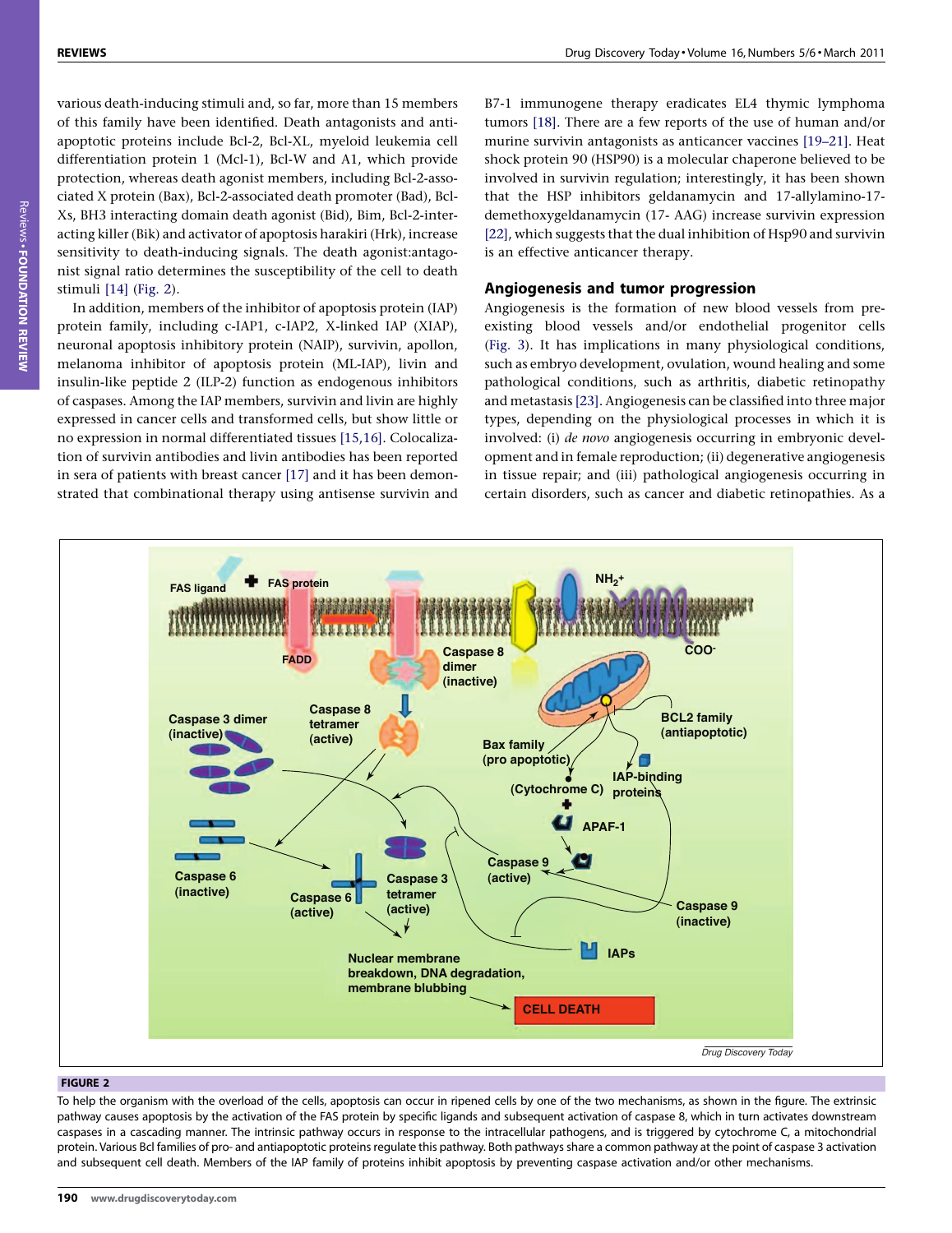various death-inducing stimuli and, so far, more than 15 members of this family have been identified. Death antagonists and anti-apoptotic proteins include Bcl-2, Bcl-XL, myeloid leukemia cell differentiation protein 1 (Mcl-1), Bcl-W and A1, which provide protection, whereas death agonist members, including Bcl-2-associated X protein (Bax), Bcl-2-associated death promoter (Bad), Bcl-Xs, BH3 interacting domain death agonist (Bid), Bim, Bcl-2-interacting killer (Bik) and activator of apoptosis harakiri (Hrk), increase sensitivity to death-inducing signals. The death agonist:antagonist signal ratio determines the susceptibility of the cell to death stimuli [14] (Fig. 2).

In addition, members of the inhibitor of apoptosis protein (IAP) protein family, including c-IAP1, c-IAP2, X-linked IAP (XIAP), neuronal apoptosis inhibitory protein (NAIP), survivin, apollon, melanoma inhibitor of apoptosis protein (ML-IAP), livin and insulin-like peptide 2 (ILP-2) function as endogenous inhibitors of caspases. Among the IAP members, survivin and livin are highly expressed in cancer cells and transformed cells, but show little or no expression in normal differentiated tissues [15,16]. Colocalization of survivin antibodies and livin antibodies has been reported in sera of patients with breast cancer [17] and it has been demonstrated that combinational therapy using antisense survivin and B7-1 immunogene therapy eradicates EL4 thymic lymphoma tumors [18]. There are a few reports of the use of human and/or murine survivin antagonists as anticancer vaccines [19–21]. Heat shock protein 90 (HSP90) is a molecular chaperone believed to be involved in survivin regulation; interestingly, it has been shown that the HSP inhibitors geldanamycin and 17-allylamino-17-demethoxygeldanamycin (17- AAG) increase survivin expression [22], which suggests that the dual inhibition of Hsp90 and survivin is an effective anticancer therapy.

## Angiogenesis and tumor progression

Angiogenesis is the formation of new blood vessels from pre-existing blood vessels and/or endothelial progenitor cells (Fig. 3). It has implications in many physiological conditions, such as embryo development, ovulation, wound healing and some pathological conditions, such as arthritis, diabetic retinopathy and metastasis [23]. Angiogenesis can be classified into three major types, depending on the physiological processes in which it is involved: (i) *de novo* angiogenesis occurring in embryonic development and in female reproduction; (ii) degenerative angiogenesis in tissue repair; and (iii) pathological angiogenesis occurring in certain disorders, such as cancer and diabetic retinopathies. As a

**FIGURE 2**

To help the organism with the overload of the cells, apoptosis can occur in ripened cells by one of the two mechanisms, as shown in the figure. The extrinsic pathway causes apoptosis by the activation of the FAS protein by specific ligands and subsequent activation of caspase 8, which in turn activates downstream caspases in a cascading manner. The intrinsic pathway occurs in response to the intracellular pathogens, and is triggered by cytochrome C, a mitochondrial protein. Various Bcl families of pro- and antiapoptotic proteins regulate this pathway. Both pathways share a common pathway at the point of caspase 3 activation and subsequent cell death. Members of the IAP family of proteins inhibit apoptosis by preventing caspase activation and/or other mechanisms.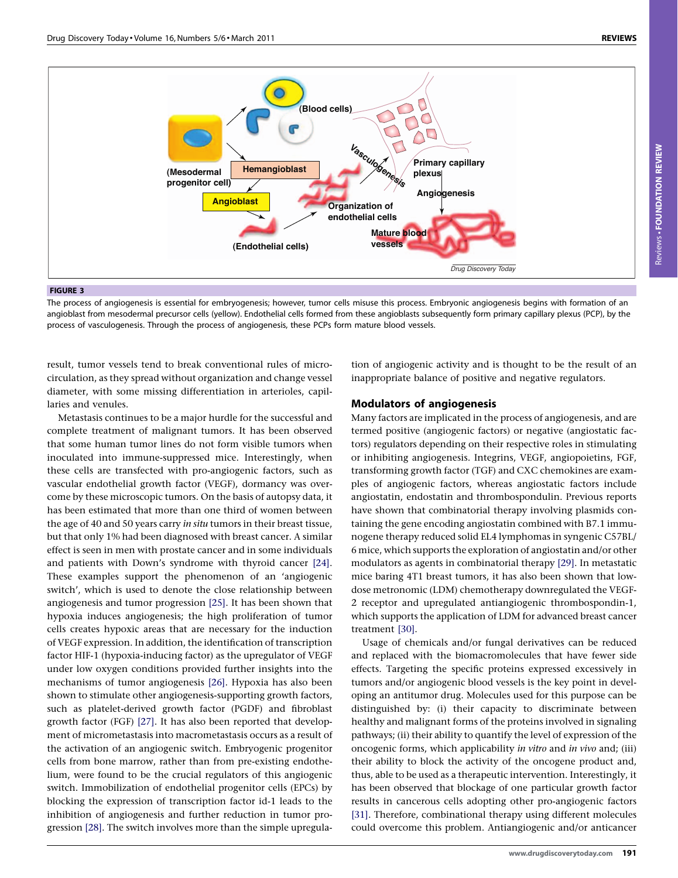**FIGURE 3**

The process of angiogenesis is essential for embryogenesis; however, tumor cells misuse this process. Embryonic angiogenesis begins with formation of an angioblast from mesodermal precursor cells (yellow). Endothelial cells formed from these angioblasts subsequently form primary capillary plexus (PCP), by the process of vasculogenesis. Through the process of angiogenesis, these PCPs form mature blood vessels.

result, tumor vessels tend to break conventional rules of microcirculation, as they spread without organization and change vessel diameter, with some missing differentiation in arterioles, capillaries and venules.

Metastasis continues to be a major hurdle for the successful and complete treatment of malignant tumors. It has been observed that some human tumor lines do not form visible tumors when inoculated into immune-suppressed mice. Interestingly, when these cells are transfected with pro-angiogenic factors, such as vascular endothelial growth factor (VEGF), dormancy was overcome by these microscopic tumors. On the basis of autopsy data, it has been estimated that more than one third of women between the age of 40 and 50 years carry *in situ* tumors in their breast tissue, but that only 1% had been diagnosed with breast cancer. A similar effect is seen in men with prostate cancer and in some individuals and patients with Down's syndrome with thyroid cancer [24]. These examples support the phenomenon of an 'angiogenic switch', which is used to denote the close relationship between angiogenesis and tumor progression [25]. It has been shown that hypoxia induces angiogenesis; the high proliferation of tumor cells creates hypoxic areas that are necessary for the induction of VEGF expression. In addition, the identification of transcription factor HIF-1 (hypoxia-inducing factor) as the upregulator of VEGF under low oxygen conditions provided further insights into the mechanisms of tumor angiogenesis [26]. Hypoxia has also been shown to stimulate other angiogenesis-supporting growth factors, such as platelet-derived growth factor (PGDF) and fibroblast growth factor (FGF) [27]. It has also been reported that development of micrometastasis into macrometastasis occurs as a result of the activation of an angiogenic switch. Embryogenic progenitor cells from bone marrow, rather than from pre-existing endothelium, were found to be the crucial regulators of this angiogenic switch. Immobilization of endothelial progenitor cells (EPCs) by blocking the expression of transcription factor id-1 leads to the inhibition of angiogenesis and further reduction in tumor progression [28]. The switch involves more than the simple upregulation of angiogenic activity and is thought to be the result of an inappropriate balance of positive and negative regulators.

## Modulators of angiogenesis

Many factors are implicated in the process of angiogenesis, and are termed positive (angiogenic factors) or negative (angiostatic factors) regulators depending on their respective roles in stimulating or inhibiting angiogenesis. Integrins, VEGF, angiopoietins, FGF, transforming growth factor (TGF) and CXC chemokines are examples of angiogenic factors, whereas angiostatic factors include angiostatin, endostatin and thrombospondulin. Previous reports have shown that combinatorial therapy involving plasmids containing the gene encoding angiostatin combined with B7.1 immunogene therapy reduced solid EL4 lymphomas in syngenic C57BL/6 mice, which supports the exploration of angiostatin and/or other modulators as agents in combinatorial therapy [29]. In metastatic mice baring 4T1 breast tumors, it has also been shown that low-dose metronomic (LDM) chemotherapy downregulated the VEGF-2 receptor and upregulated antiangiogenic thrombospondin-1, which supports the application of LDM for advanced breast cancer treatment [30].

Usage of chemicals and/or fungal derivatives can be reduced and replaced with the biomacromolecules that have fewer side effects. Targeting the specific proteins expressed excessively in tumors and/or angiogenic blood vessels is the key point in developing an antitumor drug. Molecules used for this purpose can be distinguished by: (i) their capacity to discriminate between healthy and malignant forms of the proteins involved in signaling pathways; (ii) their ability to quantify the level of expression of the oncogenic forms, which applicability *in vitro* and *in vivo* and; (iii) their ability to block the activity of the oncogene product and, thus, also to be used as a therapeutic intervention. Interestingly, it has been observed that blockage of one particular growth factor results in cancerous cells adopting other pro-angiogenic factors [31]. Therefore, combinational therapy using different molecules could overcome this problem. Antiangiogenic and/or anticancer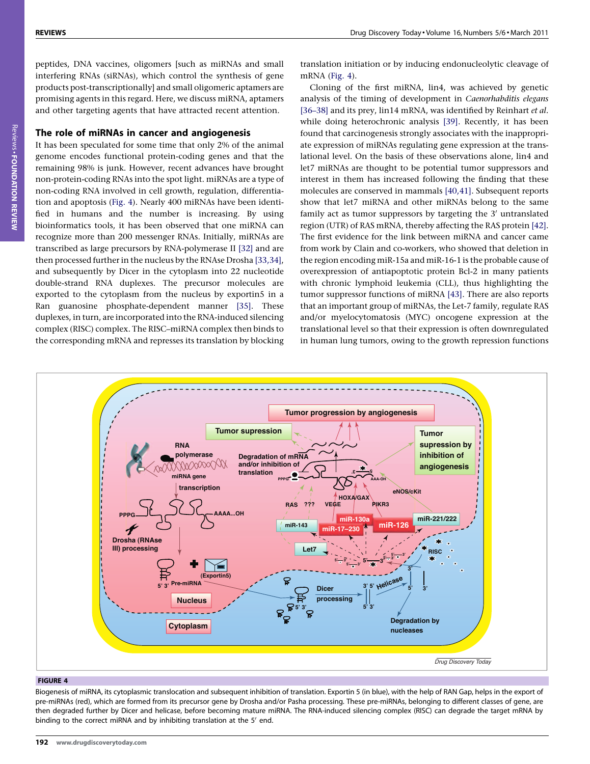peptides, DNA vaccines, oligomers [such as miRNAs and small interfering RNAs (siRNAs), which control the synthesis of gene products post-transcriptionally] and small oligomeric aptamers are promising agents in this regard. Here, we discuss miRNA, aptamers and other targeting agents that have attracted recent attention.

## The role of miRNAs in cancer and angiogenesis

It has been speculated for some time that only 2% of the animal genome encodes functional protein-coding genes and that the remaining 98% is junk. However, recent advances have brought non-protein-coding RNAs into the spot light. miRNAs are a type of non-coding RNA involved in cell growth, regulation, differentiation and apoptosis (Fig. 4). Nearly 400 miRNAs have been identified in humans and the number is increasing. By using bioinformatics tools, it has been observed that one miRNA can recognize more than 200 messenger RNAs. Initially, miRNAs are transcribed as large precursors by RNA-polymerase II [32] and are then processed further in the nucleus by the RNAse Drosha [33,34], and subsequently by Dicer in the cytoplasm into 22 nucleotide double-strand RNA duplexes. The precursor molecules are exported to the cytoplasm from the nucleus by exportin5 in a Ran guanosine phosphate-dependent manner [35]. These duplexes, in turn, are incorporated into the RNA-induced silencing complex (RISC) complex. The RISC–miRNA complex then binds to the corresponding mRNA and represses its translation by blocking translation initiation or by inducing endonucleolytic cleavage of mRNA (Fig. 4).

Cloning of the first miRNA, lin4, was achieved by genetic analysis of the timing of development in *Caenorhabditis elegans* [36–38] and its prey, lin14 mRNA, was identified by Reinhart *et al.* while doing heterochronic analysis [39]. Recently, it has been found that carcinogenesis strongly associates with the inappropriate expression of miRNAs regulating gene expression at the translational level. On the basis of these observations alone, lin4 and let7 miRNAs are thought to be potential tumor suppressors and interest in them has increased following the finding that these molecules are conserved in mammals [40,41]. Subsequent reports show that let7 miRNA and other miRNAs belong to the same family act as tumor suppressors by targeting the 3′ untranslated region (UTR) of RAS mRNA, thereby affecting the RAS protein [42]. The first evidence for the link between miRNA and cancer came from work by Clain and co-workers, who showed that deletion in the region encoding miR-15a and miR-16-1 is the probable cause of overexpression of antiapoptotic protein Bcl-2 in many patients with chronic lymphoid leukemia (CLL), thus highlighting the tumor suppressor functions of miRNA [43]. There are also reports that an important group of miRNAs, the Let-7 family, regulate RAS and/or myelocytomatosis (MYC) oncogene expression at the translational level so that their expression is often downregulated in human lung tumors, owing to the growth repression functions

**FIGURE 4**

Biogenesis of miRNA, its cytoplasmic translocation and subsequent inhibition of translation. Exportin 5 (in blue), with the help of RAN Gap, helps in the export of pre-miRNAs (red), which are formed from its precursor gene by Drosha and/or Pasha processing. These pre-miRNAs, belonging to different classes of gene, are then degraded further by Dicer and helicase, before becoming mature miRNA. The RNA-induced silencing complex (RISC) can degrade the target mRNA by binding to the correct miRNA and by inhibiting translation at the 5′ end.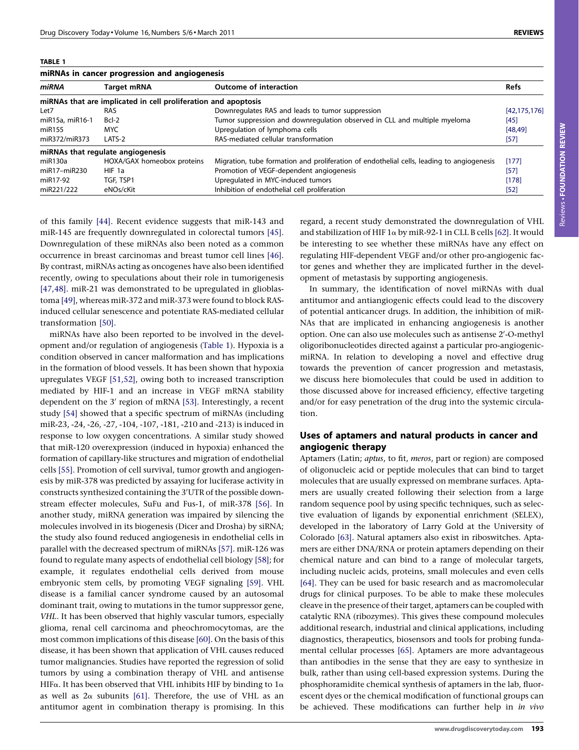**TABLE 1**

**miRNAs in cancer progression and angiogenesis**

| *miRNA* | Target mRNA | Outcome of interaction | Refs |
|---|---|---|---|
| **miRNAs that are implicated in cell proliferation and apoptosis** | | | |
| Let7 | RAS | Downregulates RAS and leads to tumor suppression | [42,175,176] |
| miR15a, miR16-1 | Bcl-2 | Tumor suppression and downregulation observed in CLL and multiple myeloma | [45] |
| miR155 | MYC | Upregulation of lymphoma cells | [48,49] |
| miR372/miR373 | LATS-2 | RAS-mediated cellular transformation | [57] |
| **miRNAs that regulate angiogenesis** | | | |
| miR130a | HOXA/GAX homeobox proteins | Migration, tube formation and proliferation of endothelial cells, leading to angiogenesis | [177] |
| miR17–miR230 | HIF 1a | Promotion of VEGF-dependent angiogenesis | [57] |
| miR17-92 | TGF, TSP1 | Upregulated in MYC-induced tumors | [178] |
| miR221/222 | eNOs/cKit | Inhibition of endothelial cell proliferation | [52] |

of this family [44]. Recent evidence suggests that miR-143 and miR-145 are frequently downregulated in colorectal tumors [45]. Downregulation of these miRNAs also been noted as a common occurrence in breast carcinomas and breast tumor cell lines [46]. By contrast, miRNAs acting as oncogenes have also been identified recently, owing to speculations about their role in tumorigenesis [47,48]. miR-21 was demonstrated to be upregulated in glioblastoma [49], whereas miR-372 and miR-373 were found to block RAS-induced cellular senescence and potentiate RAS-mediated cellular transformation [50].

miRNAs have also been reported to be involved in the development and/or regulation of angiogenesis (Table 1). Hypoxia is a condition observed in cancer malformation and has implications in the formation of blood vessels. It has been shown that hypoxia upregulates VEGF [51,52], owing both to increased transcription mediated by HIF-1 and an increase in VEGF mRNA stability dependent on the 3′ region of mRNA [53]. Interestingly, a recent study [54] showed that a specific spectrum of miRNAs (including miR-23, -24, -26, -27, -104, -107, -181, -210 and -213) is induced in response to low oxygen concentrations. A similar study showed that miR-120 overexpression (induced in hypoxia) enhanced the formation of capillary-like structures and migration of endothelial cells [55]. Promotion of cell survival, tumor growth and angiogenesis by miR-378 was predicted by assaying for luciferase activity in constructs synthesized containing the 3′UTR of the possible downstream effecter molecules, SuFu and Fus-1, of miR-378 [56]. In another study, miRNA generation was impaired by silencing the molecules involved in its biogenesis (Dicer and Drosha) by siRNA; the study also found reduced angiogenesis in endothelial cells in parallel with the decreased spectrum of miRNAs [57]. miR-126 was found to regulate many aspects of endothelial cell biology [58]; for example, it regulates endothelial cells derived from mouse embryonic stem cells, by promoting VEGF signaling [59]. VHL disease is a familial cancer syndrome caused by an autosomal dominant trait, owing to mutations in the tumor suppressor gene, *VHL*. It has been observed that highly vascular tumors, especially glioma, renal cell carcinoma and pheochromocytomas, are the most common implications of this disease [60]. On the basis of this disease, it has been shown that application of VHL causes reduced tumor malignancies. Studies have reported the regression of solid tumors by using a combination therapy of VHL and antisense HIF$\alpha$. It has been observed that VHL inhibits HIF by binding to 1$\alpha$ as well as 2$\alpha$ subunits [61]. Therefore, the use of VHL as an antitumor agent in combination therapy is promising. In this regard, a recent study demonstrated the downregulation of VHL and stabilization of HIF 1$\alpha$ by miR-92-1 in CLL B cells [62]. It would be interesting to see whether these miRNAs have any effect on regulating HIF-dependent VEGF and/or other pro-angiogenic factor genes and whether they are implicated further in the development of metastasis by supporting angiogenesis.

In summary, the identification of novel miRNAs with dual antitumor and antiangiogenic effects could lead to the discovery of potential anticancer drugs. In addition, the inhibition of miRNAs that are implicated in enhancing angiogenesis is another option. One can also use molecules such as antisense 2′-O-methyl oligoribonucleotides directed against a particular pro-angiogenic-miRNA. In relation to developing a novel and effective drug towards the prevention of cancer progression and metastasis, we discuss here biomolecules that could be used in addition to those discussed above for increased efficiency, effective targeting and/or for easy penetration of the drug into the systemic circulation.

## Uses of aptamers and natural products in cancer and angiogenic therapy

Aptamers (Latin; *aptus*, to fit, *meros*, part or region) are composed of oligonucleic acid or peptide molecules that can bind to target molecules that are usually expressed on membrane surfaces. Aptamers are usually created following their selection from a large random sequence pool by using specific techniques, such as selective evaluation of ligands by exponential enrichment (SELEX), developed in the laboratory of Larry Gold at the University of Colorado [63]. Natural aptamers also exist in riboswitches. Aptamers are either DNA/RNA or protein aptamers depending on their chemical nature and can bind to a range of molecular targets, including nucleic acids, proteins, small molecules and even cells [64]. They can be used for basic research and as macromolecular drugs for clinical purposes. To be able to make these molecules cleave in the presence of their target, aptamers can be coupled with catalytic RNA (ribozymes). This gives these compound molecules additional research, industrial and clinical applications, including diagnostics, therapeutics, biosensors and tools for probing fundamental cellular processes [65]. Aptamers are more advantageous than antibodies in the sense that they are easy to synthesize in bulk, rather than using cell-based expression systems. During the phosphoramidite chemical synthesis of aptamers in the lab, fluorescent dyes or the chemical modification of functional groups can be achieved. These modifications can further help in *in vivo*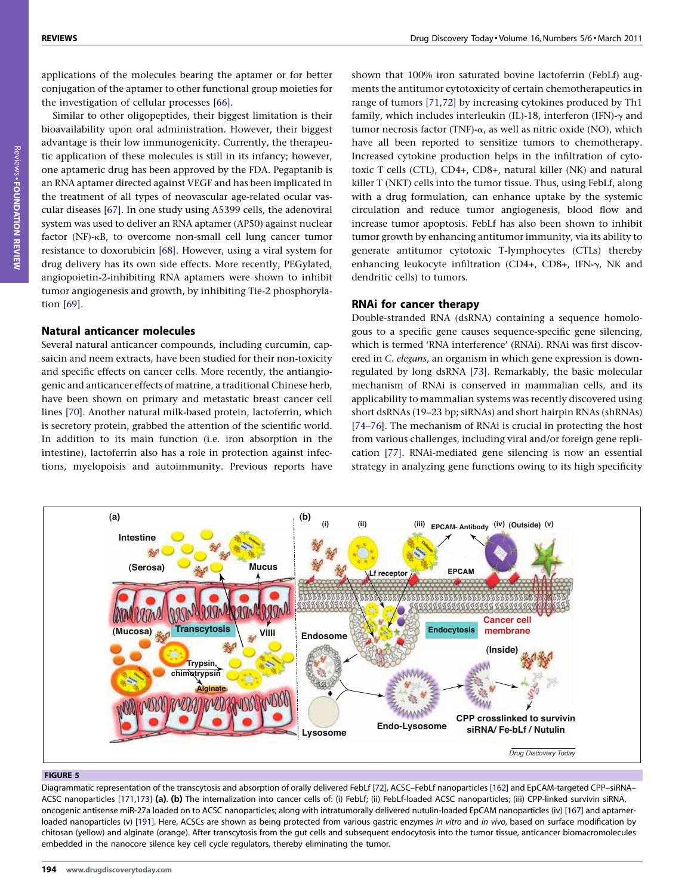applications of the molecules bearing the aptamer or for better conjugation of the aptamer to other functional group moieties for the investigation of cellular processes [66].

Similar to other oligopeptides, their biggest limitation is their bioavailability upon oral administration. However, their biggest advantage is their low immunogenicity. Currently, the therapeutic application of these molecules is still in its infancy; however, one aptameric drug has been approved by the FDA. Pegaptanib is an RNA aptamer directed against VEGF and has been implicated in the treatment of all types of neovascular age-related ocular vascular diseases [67]. In one study using A5399 cells, the adenoviral system was used to deliver an RNA aptamer (AP50) against nuclear factor (NF)-κB, to overcome non-small cell lung cancer tumor resistance to doxorubicin [68]. However, using a viral system for drug delivery has its own side effects. More recently, PEGylated, angiopoietin-2-inhibiting RNA aptamers were shown to inhibit tumor angiogenesis and growth, by inhibiting Tie-2 phosphorylation [69].

## Natural anticancer molecules

Several natural anticancer compounds, including curcumin, capsaicin and neem extracts, have been studied for their non-toxicity and specific effects on cancer cells. More recently, the antiangiogenic and anticancer effects of matrine, a traditional Chinese herb, have been shown on primary and metastatic breast cancer cell lines [70]. Another natural milk-based protein, lactoferrin, which is secretory protein, grabbed the attention of the scientific world. In addition to its main function (i.e. iron absorption in the intestine), lactoferrin also has a role in protection against infections, myelopoisis and autoimmunity. Previous reports have shown that 100% iron saturated bovine lactoferrin (FebLf) augments the antitumor cytotoxicity of certain chemotherapeutics in range of tumors [71,72] by increasing cytokines produced by Th1 family, which includes interleukin (IL)-18, interferon (IFN)-γ and tumor necrosis factor (TNF)-α, as well as nitric oxide (NO), which have all been reported to sensitize tumors to chemotherapy. Increased cytokine production helps in the infiltration of cytotoxic T cells (CTL), CD4+, CD8+, natural killer (NK) and natural killer T (NKT) cells into the tumor tissue. Thus, using FebLf, along with a drug formulation, can enhance uptake by the systemic circulation and reduce tumor angiogenesis, blood flow and increase tumor apoptosis. FebLf has also been shown to inhibit tumor growth by enhancing antitumor immunity, via its ability to generate antitumor cytotoxic T-lymphocytes (CTLs) thereby enhancing leukocyte infiltration (CD4+, CD8+, IFN-γ, NK and dendritic cells) to tumors.

## RNAi for cancer therapy

Double-stranded RNA (dsRNA) containing a sequence homologous to a specific gene causes sequence-specific gene silencing, which is termed 'RNA interference' (RNAi). RNAi was first discovered in *C. elegans*, an organism in which gene expression is down-regulated by long dsRNA [73]. Remarkably, the basic molecular mechanism of RNAi is conserved in mammalian cells, and its applicability to mammalian systems was recently discovered using short dsRNAs (19–23 bp; siRNAs) and short hairpin RNAs (shRNAs) [74–76]. The mechanism of RNAi is crucial in protecting the host from various challenges, including viral and/or foreign gene replication [77]. RNAi-mediated gene silencing is now an essential strategy in analyzing gene functions owing to its high specificity

**FIGURE 5**

Diagrammatic representation of the transcytosis and absorption of orally delivered FebLf [72], ACSC–FebLf nanoparticles [162] and EpCAM-targeted CPP–siRNA–ACSC nanoparticles [171,173] **(a)**. **(b)** The internalization into cancer cells of: (i) FebLf; (ii) FebLf-loaded ACSC nanoparticles; (iii) CPP-linked survivin siRNA, oncogenic antisense miR-27a loaded on to ACSC nanoparticles; along with intratumorally delivered nutulin-loaded EpCAM nanoparticles (iv) [167] and aptamer-loaded nanoparticles (v) [191]. Here, ACSCs are shown as being protected from various gastric enzymes *in vitro* and *in vivo*, based on surface modification by chitosan (yellow) and alginate (orange). After transcytosis from the gut cells and subsequent endocytosis into the tumor tissue, anticancer biomacromolecules embedded in the nanocore silence key cell cycle regulators, thereby eliminating the tumor.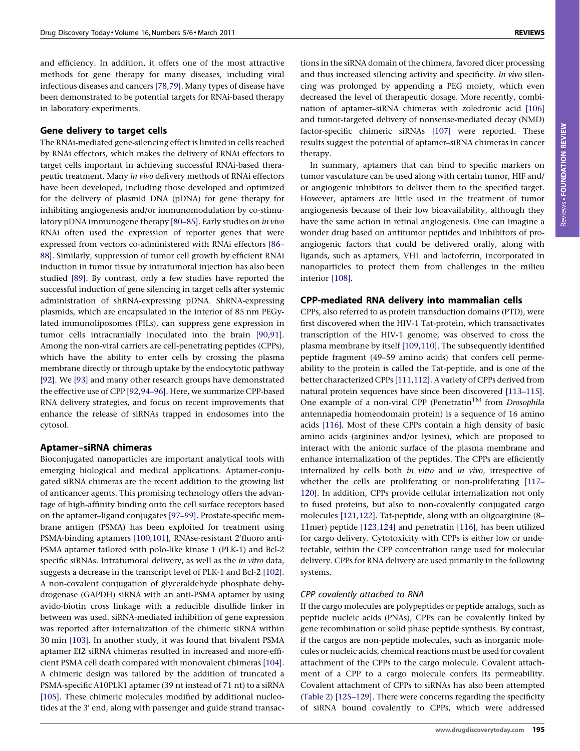and efficiency. In addition, it offers one of the most attractive methods for gene therapy for many diseases, including viral infectious diseases and cancers [78,79]. Many types of disease have been demonstrated to be potential targets for RNAi-based therapy in laboratory experiments.

## Gene delivery to target cells

The RNAi-mediated gene-silencing effect is limited in cells reached by RNAi effectors, which makes the delivery of RNAi effectors to target cells important in achieving successful RNAi-based therapeutic treatment. Many *in vivo* delivery methods of RNAi effectors have been developed, including those developed and optimized for the delivery of plasmid DNA (pDNA) for gene therapy for inhibiting angiogenesis and/or immunomodulation by co-stimulatory pDNA immunogene therapy [80–85]. Early studies on *in vivo* RNAi often used the expression of reporter genes that were expressed from vectors co-administered with RNAi effectors [86–88]. Similarly, suppression of tumor cell growth by efficient RNAi induction in tumor tissue by intratumoral injection has also been studied [89]. By contrast, only a few studies have reported the successful induction of gene silencing in target cells after systemic administration of shRNA-expressing pDNA. ShRNA-expressing plasmids, which are encapsulated in the interior of 85 nm PEGylated immunoliposomes (PILs), can suppress gene expression in tumor cells intracranially inoculated into the brain [90,91]. Among the non-viral carriers are cell-penetrating peptides (CPPs), which have the ability to enter cells by crossing the plasma membrane directly or through uptake by the endocytotic pathway [92]. We [93] and many other research groups have demonstrated the effective use of CPP [92,94–96]. Here, we summarize CPP-based RNA delivery strategies, and focus on recent improvements that enhance the release of siRNAs trapped in endosomes into the cytosol.

## Aptamer–siRNA chimeras

Bioconjugated nanoparticles are important analytical tools with emerging biological and medical applications. Aptamer-conjugated siRNA chimeras are the recent addition to the growing list of anticancer agents. This promising technology offers the advantage of high-affinity binding onto the cell surface receptors based on the aptamer–ligand conjugates [97–99]. Prostate-specific membrane antigen (PSMA) has been exploited for treatment using PSMA-binding aptamers [100,101], RNAse-resistant 2′fluoro anti-PSMA aptamer tailored with polo-like kinase 1 (PLK-1) and Bcl-2 specific siRNAs. Intratumoral delivery, as well as the *in vitro* data, suggests a decrease in the transcript level of PLK-1 and Bcl-2 [102]. A non-covalent conjugation of glyceraldehyde phosphate dehydrogenase (GAPDH) siRNA with an anti-PSMA aptamer by using avido-biotin cross linkage with a reducible disulfide linker in between was used. siRNA-mediated inhibition of gene expression was reported after internalization of the chimeric siRNA within 30 min [103]. In another study, it was found that bivalent PSMA aptamer Ef2 siRNA chimeras resulted in increased and more-efficient PSMA cell death compared with monovalent chimeras [104]. A chimeric design was tailored by the addition of truncated a PSMA-specific A10PLK1 aptamer (39 nt instead of 71 nt) to a siRNA [105]. These chimeric molecules modified by additional nucleotides at the 3′ end, along with passenger and guide strand transactions in the siRNA domain of the chimera, favored dicer processing and thus increased silencing activity and specificity. *In vivo* silencing was prolonged by appending a PEG moiety, which even decreased the level of therapeutic dosage. More recently, combination of aptamer–siRNA chimeras with zoledronic acid [106] and tumor-targeted delivery of nonsense-mediated decay (NMD) factor-specific chimeric siRNAs [107] were reported. These results suggest the potential of aptamer–siRNA chimeras in cancer therapy.

In summary, aptamers that can bind to specific markers on tumor vasculature can be used along with certain tumor, HIF and/or angiogenic inhibitors to deliver them to the specified target. However, aptamers are little used in the treatment of tumor angiogenesis because of their low bioavailability, although they have the same action in retinal angiogenesis. One can imagine a wonder drug based on antitumor peptides and inhibitors of pro-angiogenic factors that could be delivered orally, along with ligands, such as aptamers, VHL and lactoferrin, incorporated in nanoparticles to protect them from challenges in the milieu interior [108].

## CPP-mediated RNA delivery into mammalian cells

CPPs, also referred to as protein transduction domains (PTD), were first discovered when the HIV-1 Tat-protein, which transactivates transcription of the HIV-1 genome, was observed to cross the plasma membrane by itself [109,110]. The subsequently identified peptide fragment (49–59 amino acids) that confers cell permeability to the protein is called the Tat-peptide, and is one of the better characterized CPPs [111,112]. A variety of CPPs derived from natural protein sequences have since been discovered [113–115]. One example of a non-viral CPP (Penetratin™ from *Drosophila* antennapedia homeodomain protein) is a sequence of 16 amino acids [116]. Most of these CPPs contain a high density of basic amino acids (arginines and/or lysines), which are proposed to interact with the anionic surface of the plasma membrane and enhance internalization of the peptides. The CPPs are efficiently internalized by cells both *in vitro* and *in vivo*, irrespective of whether the cells are proliferating or non-proliferating [117–120]. In addition, CPPs provide cellular internalization not only to fused proteins, but also to non-covalently conjugated cargo molecules [121,122]. Tat-peptide, along with an oligoarginine (8–11mer) peptide [123,124] and penetratin [116], has been utilized for cargo delivery. Cytotoxicity with CPPs is either low or undetectable, within the CPP concentration range used for molecular delivery. CPPs for RNA delivery are used primarily in the following systems.

### *CPP covalently attached to RNA*

If the cargo molecules are polypeptides or peptide analogs, such as peptide nucleic acids (PNAs), CPPs can be covalently linked by gene recombination or solid phase peptide synthesis. By contrast, if the cargos are non-peptide molecules, such as inorganic molecules or nucleic acids, chemical reactions must be used for covalent attachment of the CPPs to the cargo molecule. Covalent attachment of a CPP to a cargo molecule confers its permeability. Covalent attachment of CPPs to siRNAs has also been attempted (Table 2) [125–129]. There were concerns regarding the specificity of siRNA bound covalently to CPPs, which were addressed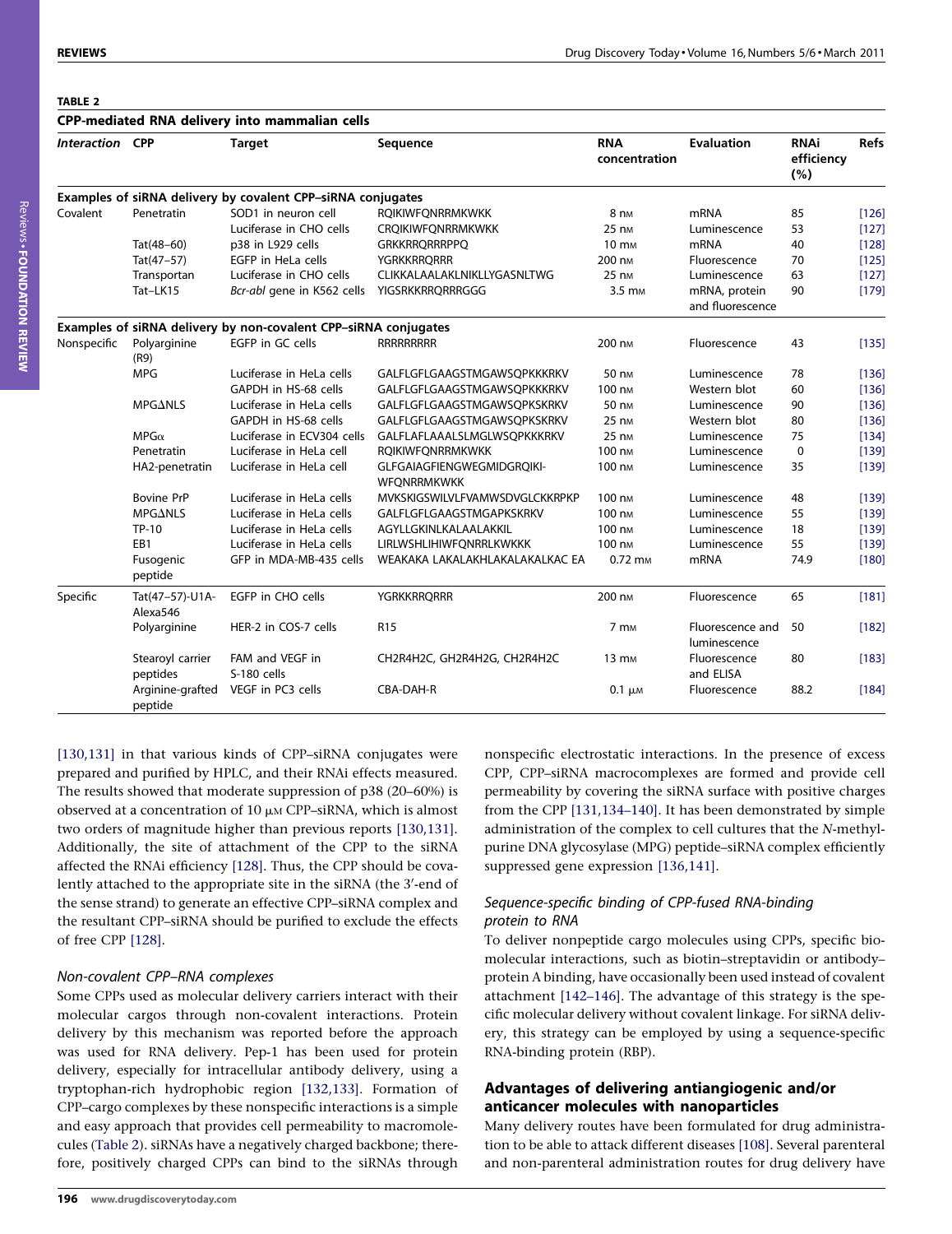**TABLE 2**

**CPP-mediated RNA delivery into mammalian cells**

| *Interaction* | CPP | Target | Sequence | RNA concentration | Evaluation | RNAi efficiency (%) | Refs |
|---|---|---|---|---|---|---|---|
| **Examples of siRNA delivery by covalent CPP–siRNA conjugates** | | | | | | | |
| Covalent | Penetratin | SOD1 in neuron cell | RQIKIWFQNRRMKWKK | 8 nM | mRNA | 85 | [126] |
| | | Luciferase in CHO cells | CRQIKIWFQNRRMKWKK | 25 nM | Luminescence | 53 | [127] |
| | Tat(48–60) | p38 in L929 cells | GRKKRRQRRRPPQ | 10 mM | mRNA | 40 | [128] |
| | Tat(47–57) | EGFP in HeLa cells | YGRKKRRQRRR | 200 nM | Fluorescence | 70 | [125] |
| | Transportan | Luciferase in CHO cells | CLIKKALAALAKLNIKLLYGASNLTWG | 25 nM | Luminescence | 63 | [127] |
| | Tat–LK15 | *Bcr-abl* gene in K562 cells | YIGSRKKRRQRRRGGG | 3.5 mM | mRNA, protein and fluorescence | 90 | [179] |
| **Examples of siRNA delivery by non-covalent CPP–siRNA conjugates** | | | | | | | |
| Nonspecific | Polyarginine (R9) | EGFP in GC cells | RRRRRRRRR | 200 nM | Fluorescence | 43 | [135] |
| | MPG | Luciferase in HeLa cells | GALFLGFLGAAGSTMGAWSQPKKKRKV | 50 nM | Luminescence | 78 | [136] |
| | | GAPDH in HS-68 cells | GALFLGFLGAAGSTMGAWSQPKKKRKV | 100 nM | Western blot | 60 | [136] |
| | MPGΔNLS | Luciferase in HeLa cells | GALFLGFLGAAGSTMGAWSQPKSKRKV | 50 nM | Luminescence | 90 | [136] |
| | | GAPDH in HS-68 cells | GALFLGFLGAAGSTMGAWSQPKSKRKV | 25 nM | Western blot | 80 | [136] |
| | MPGα | Luciferase in ECV304 cells | GALFLAFLAAALSLMGLWSQPKKKRKV | 25 nM | Luminescence | 75 | [134] |
| | Penetratin | Luciferase in HeLa cell | RQIKIWFQNRRMKWKK | 100 nM | Luminescence | 0 | [139] |
| | HA2-penetratin | Luciferase in HeLa cell | GLFGAIAGFIENGWEGMIDGRQIKI-WFQNRRMKWKK | 100 nM | Luminescence | 35 | [139] |
| | Bovine PrP | Luciferase in HeLa cells | MVKSKIGSWILVLFVAMWSDVGLCKKRPKP | 100 nM | Luminescence | 48 | [139] |
| | MPGΔNLS | Luciferase in HeLa cells | GALFLGFLGAAGSTMGAPKSKRKV | 100 nM | Luminescence | 55 | [139] |
| | TP-10 | Luciferase in HeLa cells | AGYLLGKINLKALAALAKKIL | 100 nM | Luminescence | 18 | [139] |
| | EB1 | Luciferase in HeLa cells | LIRLWSHLIHIWFQNRRLKWKKK | 100 nM | Luminescence | 55 | [139] |
| | Fusogenic peptide | GFP in MDA-MB-435 cells | WEAKAKA LAKALAKHLAKALAKALKAC EA | 0.72 mM | mRNA | 74.9 | [180] |
| Specific | Tat(47–57)-U1A-Alexa546 | EGFP in CHO cells | YGRKKRRQRRR | 200 nM | Fluorescence | 65 | [181] |
| | Polyarginine | HER-2 in COS-7 cells | R15 | 7 mM | Fluorescence and luminescence | 50 | [182] |
| | Stearoyl carrier peptides | FAM and VEGF in S-180 cells | CH2R4H2C, GH2R4H2G, CH2R4H2C | 13 mM | Fluorescence and ELISA | 80 | [183] |
| | Arginine-grafted peptide | VEGF in PC3 cells | CBA-DAH-R | 0.1 μM | Fluorescence | 88.2 | [184] |

[130,131] in that various kinds of CPP–siRNA conjugates were prepared and purified by HPLC, and their RNAi effects measured. The results showed that moderate suppression of p38 (20–60%) is observed at a concentration of 10 μM CPP–siRNA, which is almost two orders of magnitude higher than previous reports [130,131]. Additionally, the site of attachment of the CPP to the siRNA affected the RNAi efficiency [128]. Thus, the CPP should be covalently attached to the appropriate site in the siRNA (the 3′-end of the sense strand) to generate an effective CPP–siRNA complex and the resultant CPP–siRNA should be purified to exclude the effects of free CPP [128].

### *Non-covalent CPP–RNA complexes*

Some CPPs used as molecular delivery carriers interact with their molecular cargos through non-covalent interactions. Protein delivery by this mechanism was reported before the approach was used for RNA delivery. Pep-1 has been used for protein delivery, especially for intracellular antibody delivery, using a tryptophan-rich hydrophobic region [132,133]. Formation of CPP–cargo complexes by these nonspecific interactions is a simple and easy approach that provides cell permeability to macromolecules (Table 2). siRNAs have a negatively charged backbone; therefore, positively charged CPPs can bind to the siRNAs through nonspecific electrostatic interactions. In the presence of excess CPP, CPP–siRNA macrocomplexes are formed and provide cell permeability by covering the siRNA surface with positive charges from the CPP [131,134–140]. It has been demonstrated by simple administration of the complex to cell cultures that the *N*-methylpurine DNA glycosylase (MPG) peptide–siRNA complex efficiently suppressed gene expression [136,141].

### *Sequence-specific binding of CPP-fused RNA-binding protein to RNA*

To deliver nonpeptide cargo molecules using CPPs, specific biomolecular interactions, such as biotin–streptavidin or antibody–protein A binding, have occasionally been used instead of covalent attachment [142–146]. The advantage of this strategy is the specific molecular delivery without covalent linkage. For siRNA delivery, this strategy can be employed by using a sequence-specific RNA-binding protein (RBP).

## Advantages of delivering antiangiogenic and/or anticancer molecules with nanoparticles

Many delivery routes have been formulated for drug administration to be able to attack different diseases [108]. Several parenteral and non-parenteral administration routes for drug delivery have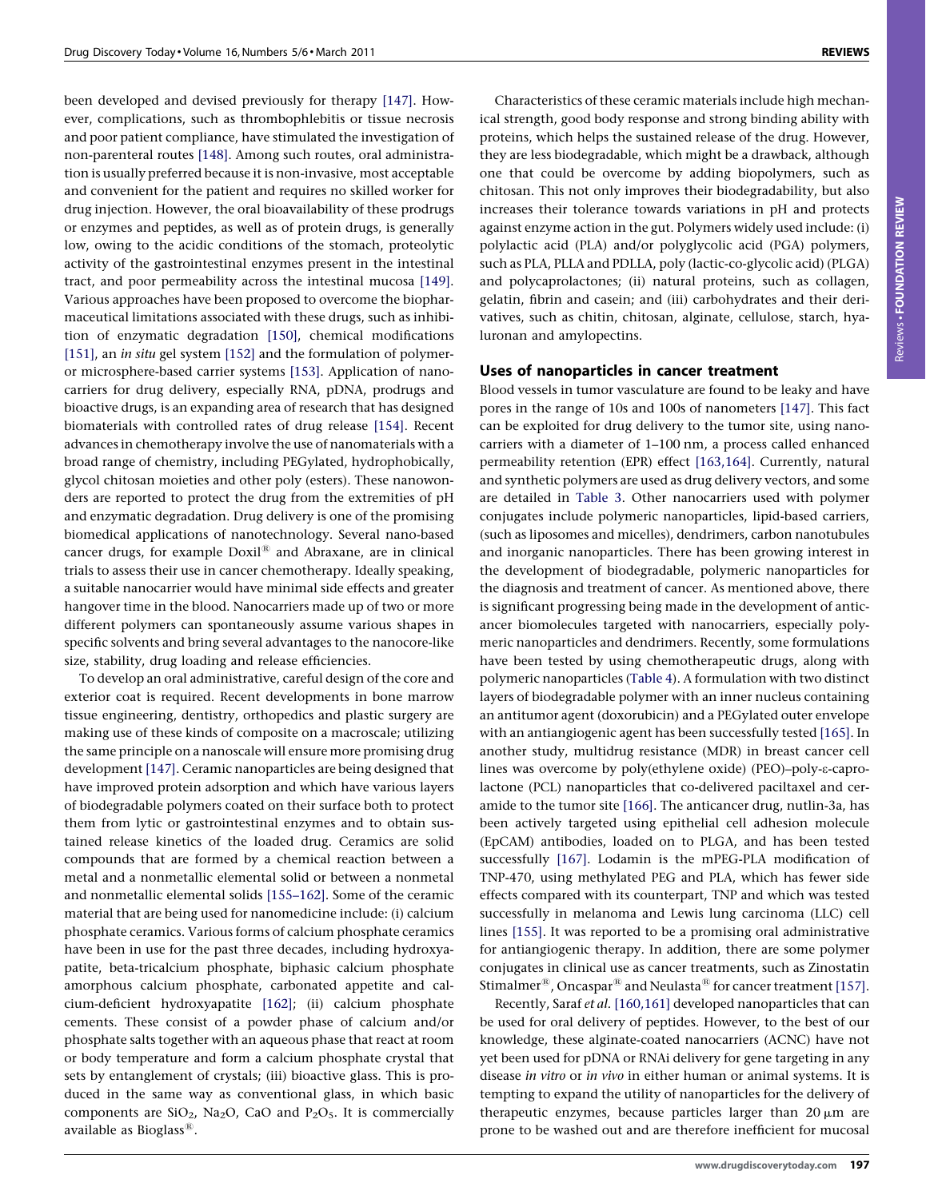been developed and devised previously for therapy [147]. However, complications, such as thrombophlebitis or tissue necrosis and poor patient compliance, have stimulated the investigation of non-parenteral routes [148]. Among such routes, oral administration is usually preferred because it is non-invasive, most acceptable and convenient for the patient and requires no skilled worker for drug injection. However, the oral bioavailability of these prodrugs or enzymes and peptides, as well as of protein drugs, is generally low, owing to the acidic conditions of the stomach, proteolytic activity of the gastrointestinal enzymes present in the intestinal tract, and poor permeability across the intestinal mucosa [149]. Various approaches have been proposed to overcome the biopharmaceutical limitations associated with these drugs, such as inhibition of enzymatic degradation [150], chemical modifications [151], an *in situ* gel system [152] and the formulation of polymer- or microsphere-based carrier systems [153]. Application of nanocarriers for drug delivery, especially RNA, pDNA, prodrugs and bioactive drugs, is an expanding area of research that has designed biomaterials with controlled rates of drug release [154]. Recent advances in chemotherapy involve the use of nanomaterials with a broad range of chemistry, including PEGylated, hydrophobically, glycol chitosan moieties and other poly (esters). These nanowonders are reported to protect the drug from the extremities of pH and enzymatic degradation. Drug delivery is one of the promising biomedical applications of nanotechnology. Several nano-based cancer drugs, for example Doxil® and Abraxane, are in clinical trials to assess their use in cancer chemotherapy. Ideally speaking, a suitable nanocarrier would have minimal side effects and greater hangover time in the blood. Nanocarriers made up of two or more different polymers can spontaneously assume various shapes in specific solvents and bring several advantages to the nanocore-like size, stability, drug loading and release efficiencies.

To develop an oral administrative, careful design of the core and exterior coat is required. Recent developments in bone marrow tissue engineering, dentistry, orthopedics and plastic surgery are making use of these kinds of composite on a macroscale; utilizing the same principle on a nanoscale will ensure more promising drug development [147]. Ceramic nanoparticles are being designed that have improved protein adsorption and which have various layers of biodegradable polymers coated on their surface both to protect them from lytic or gastrointestinal enzymes and to obtain sustained release kinetics of the loaded drug. Ceramics are solid compounds that are formed by a chemical reaction between a metal and a nonmetallic elemental solid or between a nonmetal and nonmetallic elemental solids [155–162]. Some of the ceramic material that are being used for nanomedicine include: (i) calcium phosphate ceramics. Various forms of calcium phosphate ceramics have been in use for the past three decades, including hydroxyapatite, beta-tricalcium phosphate, biphasic calcium phosphate amorphous calcium phosphate, carbonated appetite and calcium-deficient hydroxyapatite [162]; (ii) calcium phosphate cements. These consist of a powder phase of calcium and/or phosphate salts together with an aqueous phase that react at room or body temperature and form a calcium phosphate crystal that sets by entanglement of crystals; (iii) bioactive glass. This is produced in the same way as conventional glass, in which basic components are $SiO_2$, $Na_2O$, CaO and $P_2O_5$. It is commercially available as Bioglass®.

Characteristics of these ceramic materials include high mechanical strength, good body response and strong binding ability with proteins, which helps the sustained release of the drug. However, they are less biodegradable, which might be a drawback, although one that could be overcome by adding biopolymers, such as chitosan. This not only improves their biodegradability, but also increases their tolerance towards variations in pH and protects against enzyme action in the gut. Polymers widely used include: (i) polylactic acid (PLA) and/or polyglycolic acid (PGA) polymers, such as PLA, PLLA and PDLLA, poly (lactic-co-glycolic acid) (PLGA) and polycaprolactones; (ii) natural proteins, such as collagen, gelatin, fibrin and casein; and (iii) carbohydrates and their derivatives, such as chitin, chitosan, alginate, cellulose, starch, hyaluronan and amylopectins.

## Uses of nanoparticles in cancer treatment

Blood vessels in tumor vasculature are found to be leaky and have pores in the range of 10s and 100s of nanometers [147]. This fact can be exploited for drug delivery to the tumor site, using nanocarriers with a diameter of 1–100 nm, a process called enhanced permeability retention (EPR) effect [163,164]. Currently, natural and synthetic polymers are used as drug delivery vectors, and some are detailed in Table 3. Other nanocarriers used with polymer conjugates include polymeric nanoparticles, lipid-based carriers, (such as liposomes and micelles), dendrimers, carbon nanotubules and inorganic nanoparticles. There has been growing interest in the development of biodegradable, polymeric nanoparticles for the diagnosis and treatment of cancer. As mentioned above, there is significant progressing being made in the development of anticancer biomolecules targeted with nanocarriers, especially polymeric nanoparticles and dendrimers. Recently, some formulations have been tested by using chemotherapeutic drugs, along with polymeric nanoparticles (Table 4). A formulation with two distinct layers of biodegradable polymer with an inner nucleus containing an antitumor agent (doxorubicin) and a PEGylated outer envelope with an antiangiogenic agent has been successfully tested [165]. In another study, multidrug resistance (MDR) in breast cancer cell lines was overcome by poly(ethylene oxide) (PEO)–poly-ε-caprolactone (PCL) nanoparticles that co-delivered paclitaxel and ceramide to the tumor site [166]. The anticancer drug, nutlin-3a, has been actively targeted using epithelial cell adhesion molecule (EpCAM) antibodies, loaded on to PLGA, and has been tested successfully [167]. Lodamin is the mPEG-PLA modification of TNP-470, using methylated PEG and PLA, which has fewer side effects compared with its counterpart, TNP and which was tested successfully in melanoma and Lewis lung carcinoma (LLC) cell lines [155]. It was reported to be a promising oral administrative for antiangiogenic therapy. In addition, there are some polymer conjugates in clinical use as cancer treatments, such as Zinostatin Stimalmer®, Oncaspar® and Neulasta® for cancer treatment [157].

Recently, Saraf *et al.* [160,161] developed nanoparticles that can be used for oral delivery of peptides. However, to the best of our knowledge, these alginate-coated nanocarriers (ACNC) have not yet been used for pDNA or RNAi delivery for gene targeting in any disease *in vitro* or *in vivo* in either human or animal systems. It is tempting to expand the utility of nanoparticles for the delivery of therapeutic enzymes, because particles larger than 20 μm are prone to be washed out and are therefore inefficient for mucosal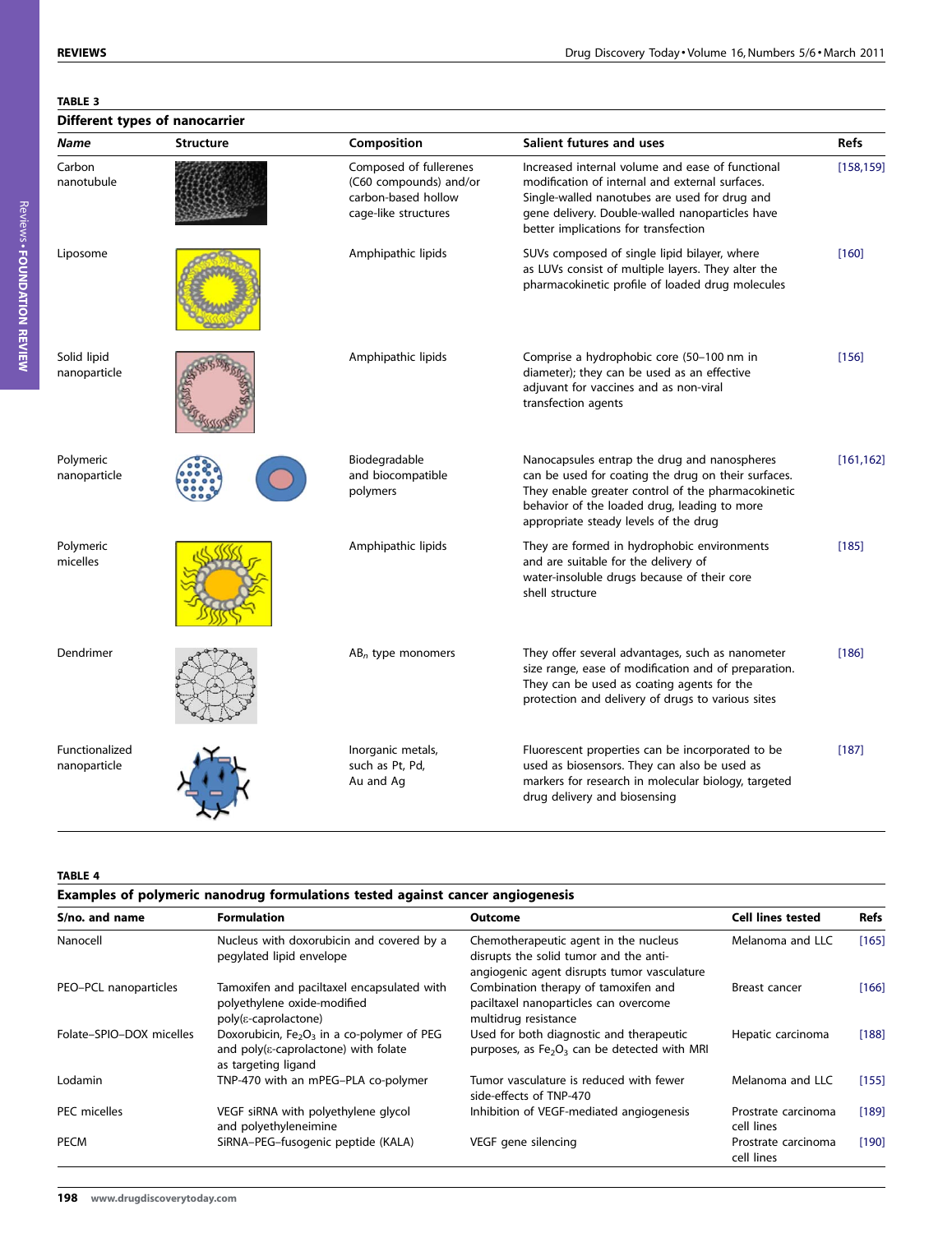**TABLE 3**

**Different types of nanocarrier**

| *Name* | Structure | Composition | Salient futures and uses | Refs |
|---|---|---|---|---|
| Carbon nanotubule | | Composed of fullerenes (C60 compounds) and/or carbon-based hollow cage-like structures | Increased internal volume and ease of functional modification of internal and external surfaces. Single-walled nanotubes are used for drug and gene delivery. Double-walled nanoparticles have better implications for transfection | [158,159] |
| Liposome | | Amphipathic lipids | SUVs composed of single lipid bilayer, where as LUVs consist of multiple layers. They alter the pharmacokinetic profile of loaded drug molecules | [160] |
| Solid lipid nanoparticle | | Amphipathic lipids | Comprise a hydrophobic core (50–100 nm in diameter); they can be used as an effective adjuvant for vaccines and as non-viral transfection agents | [156] |
| Polymeric nanoparticle | | Biodegradable and biocompatible polymers | Nanocapsules entrap the drug and nanospheres can be used for coating the drug on their surfaces. They enable greater control of the pharmacokinetic behavior of the loaded drug, leading to more appropriate steady levels of the drug | [161,162] |
| Polymeric micelles | | Amphipathic lipids | They are formed in hydrophobic environments and are suitable for the delivery of water-insoluble drugs because of their core shell structure | [185] |
| Dendrimer | | $AB_n$ type monomers | They offer several advantages, such as nanometer size range, ease of modification and of preparation. They can be used as coating agents for the protection and delivery of drugs to various sites | [186] |
| Functionalized nanoparticle | | Inorganic metals, such as Pt, Pd, Au and Ag | Fluorescent properties can be incorporated to be used as biosensors. They can also be used as markers for research in molecular biology, targeted drug delivery and biosensing | [187] |

**TABLE 4**

**Examples of polymeric nanodrug formulations tested against cancer angiogenesis**

| S/no. and name | Formulation | Outcome | Cell lines tested | Refs |
|---|---|---|---|---|
| Nanocell | Nucleus with doxorubicin and covered by a pegylated lipid envelope | Chemotherapeutic agent in the nucleus disrupts the solid tumor and the anti-angiogenic agent disrupts tumor vasculature | Melanoma and LLC | [165] |
| PEO–PCL nanoparticles | Tamoxifen and paclitaxel encapsulated with polyethylene oxide-modified poly(ε-caprolactone) | Combination therapy of tamoxifen and paclitaxel nanoparticles can overcome multidrug resistance | Breast cancer | [166] |
| Folate–SPIO–DOX micelles | Doxorubicin, $Fe_2O_3$ in a co-polymer of PEG and poly(ε-caprolactone) with folate as targeting ligand | Used for both diagnostic and therapeutic purposes, as $Fe_2O_3$ can be detected with MRI | Hepatic carcinoma | [188] |
| Lodamin | TNP-470 with an mPEG–PLA co-polymer | Tumor vasculature is reduced with fewer side-effects of TNP-470 | Melanoma and LLC | [155] |
| PEC micelles | VEGF siRNA with polyethylene glycol and polyethyleneimine | Inhibition of VEGF-mediated angiogenesis | Prostrate carcinoma cell lines | [189] |
| PECM | SiRNA–PEG–fusogenic peptide (KALA) | VEGF gene silencing | Prostrate carcinoma cell lines | [190] |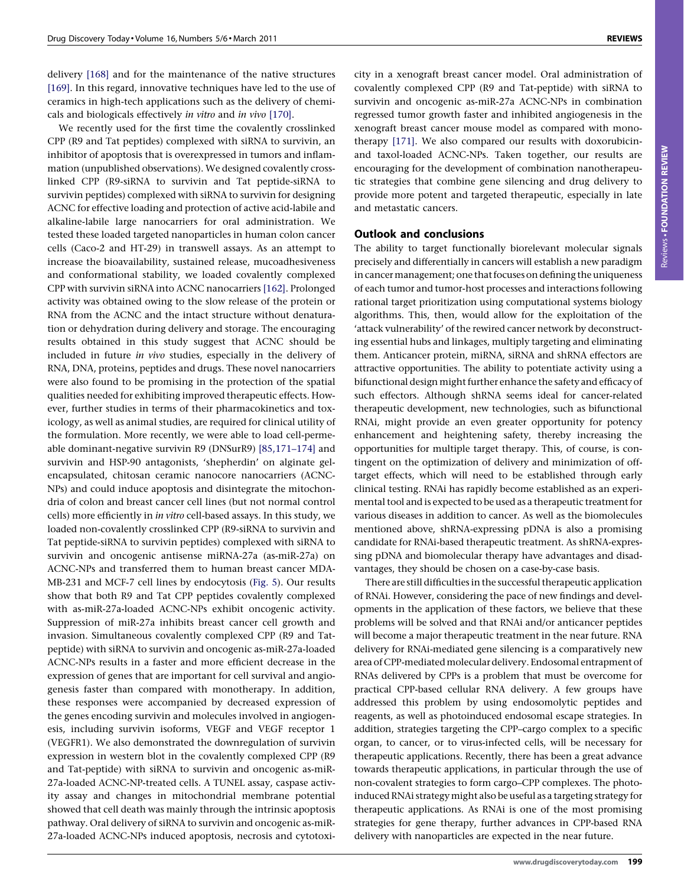delivery [168] and for the maintenance of the native structures [169]. In this regard, innovative techniques have led to the use of ceramics in high-tech applications such as the delivery of chemicals and biologicals effectively *in vitro* and *in vivo* [170].

We recently used for the first time the covalently crosslinked CPP (R9 and Tat peptides) complexed with siRNA to survivin, an inhibitor of apoptosis that is overexpressed in tumors and inflammation (unpublished observations). We designed covalently crosslinked CPP (R9-siRNA to survivin and Tat peptide-siRNA to survivin peptides) complexed with siRNA to survivin for designing ACNC for effective loading and protection of active acid-labile and alkaline-labile large nanocarriers for oral administration. We tested these loaded targeted nanoparticles in human colon cancer cells (Caco-2 and HT-29) in transwell assays. As an attempt to increase the bioavailability, sustained release, mucoadhesiveness and conformational stability, we loaded covalently complexed CPP with survivin siRNA into ACNC nanocarriers [162]. Prolonged activity was obtained owing to the slow release of the protein or RNA from the ACNC and the intact structure without denaturation or dehydration during delivery and storage. The encouraging results obtained in this study suggest that ACNC should be included in future *in vivo* studies, especially in the delivery of RNA, DNA, proteins, peptides and drugs. These novel nanocarriers were also found to be promising in the protection of the spatial qualities needed for exhibiting improved therapeutic effects. However, further studies in terms of their pharmacokinetics and toxicology, as well as animal studies, are required for clinical utility of the formulation. More recently, we were able to load cell-permeable dominant-negative survivin R9 (DNSurR9) [85,171–174] and survivin and HSP-90 antagonists, 'shepherdin' on alginate gel-encapsulated, chitosan ceramic nanocore nanocarriers (ACNC-NPs) and could induce apoptosis and disintegrate the mitochondria of colon and breast cancer cell lines (but not normal control cells) more efficiently in *in vitro* cell-based assays. In this study, we loaded non-covalently crosslinked CPP (R9-siRNA to survivin and Tat peptide-siRNA to survivin peptides) complexed with siRNA to survivin and oncogenic antisense miRNA-27a (as-miR-27a) on ACNC-NPs and transferred them to human breast cancer MDA-MB-231 and MCF-7 cell lines by endocytosis (Fig. 5). Our results show that both R9 and Tat CPP peptides covalently complexed with as-miR-27a-loaded ACNC-NPs exhibit oncogenic activity. Suppression of miR-27a inhibits breast cancer cell growth and invasion. Simultaneous covalently complexed CPP (R9 and Tat-peptide) with siRNA to survivin and oncogenic as-miR-27a-loaded ACNC-NPs results in a faster and more efficient decrease in the expression of genes that are important for cell survival and angiogenesis faster than compared with monotherapy. In addition, these responses were accompanied by decreased expression of the genes encoding survivin and molecules involved in angiogenesis, including survivin isoforms, VEGF and VEGF receptor 1 (VEGFR1). We also demonstrated the downregulation of survivin expression in western blot in the covalently complexed CPP (R9 and Tat-peptide) with siRNA to survivin and oncogenic as-miR-27a-loaded ACNC-NP-treated cells. A TUNEL assay, caspase activity assay and changes in mitochondrial membrane potential showed that cell death was mainly through the intrinsic apoptosis pathway. Oral delivery of siRNA to survivin and oncogenic as-miR-27a-loaded ACNC-NPs induced apoptosis, necrosis and cytotoxicity in a xenograft breast cancer model. Oral administration of covalently complexed CPP (R9 and Tat-peptide) with siRNA to survivin and oncogenic as-miR-27a ACNC-NPs in combination regressed tumor growth faster and inhibited angiogenesis in the xenograft breast cancer mouse model as compared with monotherapy [171]. We also compared our results with doxorubicin- and taxol-loaded ACNC-NPs. Taken together, our results are encouraging for the development of combination nanotherapeutic strategies that combine gene silencing and drug delivery to provide more potent and targeted therapeutic, especially in late and metastatic cancers.

## Outlook and conclusions

The ability to target functionally biorelevant molecular signals precisely and differentially in cancers will establish a new paradigm in cancer management; one that focuses on defining the uniqueness of each tumor and tumor-host processes and interactions following rational target prioritization using computational systems biology algorithms. This, then, would allow for the exploitation of the 'attack vulnerability' of the rewired cancer network by deconstructing essential hubs and linkages, multiply targeting and eliminating them. Anticancer protein, miRNA, siRNA and shRNA effectors are attractive opportunities. The ability to potentiate activity using a bifunctional design might further enhance the safety and efficacy of such effectors. Although shRNA seems ideal for cancer-related therapeutic development, new technologies, such as bifunctional RNAi, might provide an even greater opportunity for potency enhancement and heightening safety, thereby increasing the opportunities for multiple target therapy. This, of course, is contingent on the optimization of delivery and minimization of off-target effects, which will need to be established through early clinical testing. RNAi has rapidly become established as an experimental tool and is expected to be used as a therapeutic treatment for various diseases in addition to cancer. As well as the biomolecules mentioned above, shRNA-expressing pDNA is also a promising candidate for RNAi-based therapeutic treatment. As shRNA-expressing pDNA and biomolecular therapy have advantages and disadvantages, they should be chosen on a case-by-case basis.

There are still difficulties in the successful therapeutic application of RNAi. However, considering the pace of new findings and developments in the application of these factors, we believe that these problems will be solved and that RNAi and/or anticancer peptides will become a major therapeutic treatment in the near future. RNA delivery for RNAi-mediated gene silencing is a comparatively new area of CPP-mediated molecular delivery. Endosomal entrapment of RNAs delivered by CPPs is a problem that must be overcome for practical CPP-based cellular RNA delivery. A few groups have addressed this problem by using endosomolytic peptides and reagents, as well as photoinduced endosomal escape strategies. In addition, strategies targeting the CPP–cargo complex to a specific organ, to cancer, or to virus-infected cells, will be necessary for therapeutic applications. Recently, there has been a great advance towards therapeutic applications, in particular through the use of non-covalent strategies to form cargo–CPP complexes. The photoinduced RNAi strategy might also be useful as a targeting strategy for therapeutic applications. As RNAi is one of the most promising strategies for gene therapy, further advances in CPP-based RNA delivery with nanoparticles are expected in the near future.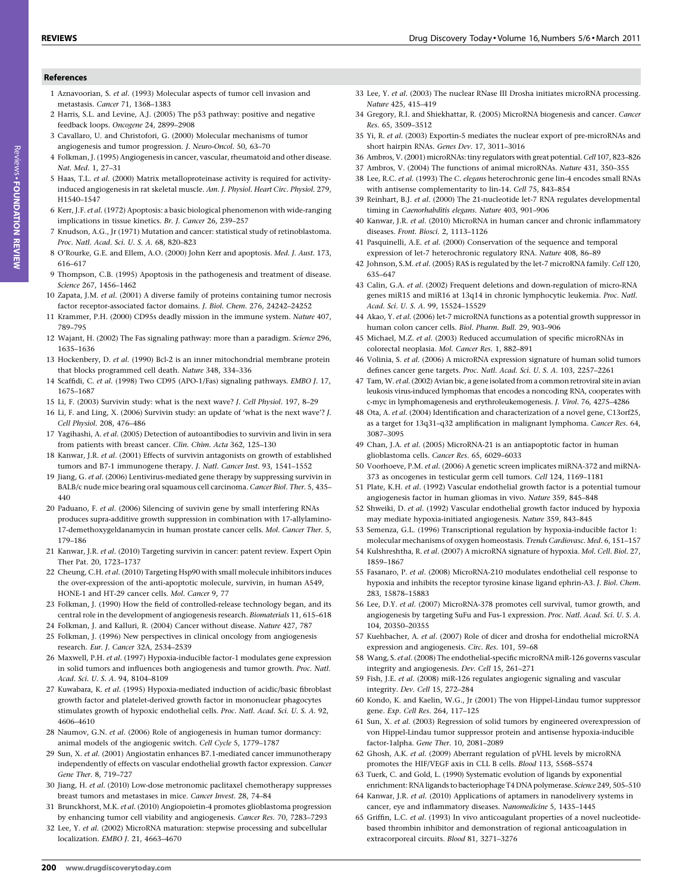## References

1 Aznavoorian, S. *et al.* (1993) Molecular aspects of tumor cell invasion and metastasis. *Cancer* 71, 1368–1383

2 Harris, S.L. and Levine, A.J. (2005) The p53 pathway: positive and negative feedback loops. *Oncogene* 24, 2899–2908

3 Cavallaro, U. and Christofori, G. (2000) Molecular mechanisms of tumor angiogenesis and tumor progression. *J. Neuro-Oncol.* 50, 63–70

4 Folkman, J. (1995) Angiogenesis in cancer, vascular, rheumatoid and other disease. *Nat. Med.* 1, 27–31

5 Haas, T.L. *et al.* (2000) Matrix metalloproteinase activity is required for activity-induced angiogenesis in rat skeletal muscle. *Am. J. Physiol. Heart Circ. Physiol.* 279, H1540–1547

6 Kerr, J.F. *et al.* (1972) Apoptosis: a basic biological phenomenon with wide-ranging implications in tissue kinetics. *Br. J. Cancer* 26, 239–257

7 Knudson, A.G., Jr (1971) Mutation and cancer: statistical study of retinoblastoma. *Proc. Natl. Acad. Sci. U. S. A.* 68, 820–823

8 O'Rourke, G.E. and Ellem, A.O. (2000) John Kerr and apoptosis. *Med. J. Aust.* 173, 616–617

9 Thompson, C.B. (1995) Apoptosis in the pathogenesis and treatment of disease. *Science* 267, 1456–1462

10 Zapata, J.M. *et al.* (2001) A diverse family of proteins containing tumor necrosis factor receptor-associated factor domains. *J. Biol. Chem.* 276, 24242–24252

11 Krammer, P.H. (2000) CD95s deadly mission in the immune system. *Nature* 407, 789–795

12 Wajant, H. (2002) The Fas signaling pathway: more than a paradigm. *Science* 296, 1635–1636

13 Hockenbery, D. *et al.* (1990) Bcl-2 is an inner mitochondrial membrane protein that blocks programmed cell death. *Nature* 348, 334–336

14 Scaffidi, C. *et al.* (1998) Two CD95 (APO-1/Fas) signaling pathways. *EMBO J.* 17, 1675–1687

15 Li, F. (2003) Survivin study: what is the next wave? *J. Cell Physiol.* 197, 8–29

16 Li, F. and Ling, X. (2006) Survivin study: an update of 'what is the next wave'? *J. Cell Physiol.* 208, 476–486

17 Yagihashi, A. *et al.* (2005) Detection of autoantibodies to survivin and livin in sera from patients with breast cancer. *Clin. Chim. Acta* 362, 125–130

18 Kanwar, J.R. *et al.* (2001) Effects of survivin antagonists on growth of established tumors and B7-1 immunogene therapy. *J. Natl. Cancer Inst.* 93, 1541–1552

19 Jiang, G. *et al.* (2006) Lentivirus-mediated gene therapy by suppressing survivin in BALB/c nude mice bearing oral squamous cell carcinoma. *Cancer Biol. Ther.* 5, 435–440

20 Paduano, F. *et al.* (2006) Silencing of suvivin gene by small interfering RNAs produces supra-additive growth suppression in combination with 17-allylamino-17-demethoxygeldanamycin in human prostate cancer cells. *Mol. Cancer Ther.* 5, 179–186

21 Kanwar, J.R. *et al.* (2010) Targeting survivin in cancer: patent review. Expert Opin Ther Pat. 20, 1723–1737

22 Cheung, C.H. *et al.* (2010) Targeting Hsp90 with small molecule inhibitors induces the over-expression of the anti-apoptotic molecule, survivin, in human A549, HONE-1 and HT-29 cancer cells. *Mol. Cancer* 9, 77

23 Folkman, J. (1990) How the field of controlled-release technology began, and its central role in the development of angiogenesis research. *Biomaterials* 11, 615–618

24 Folkman, J. and Kalluri, R. (2004) Cancer without disease. *Nature* 427, 787

25 Folkman, J. (1996) New perspectives in clinical oncology from angiogenesis research. *Eur. J. Cancer* 32A, 2534–2539

26 Maxwell, P.H. *et al.* (1997) Hypoxia-inducible factor-1 modulates gene expression in solid tumors and influences both angiogenesis and tumor growth. *Proc. Natl. Acad. Sci. U. S. A.* 94, 8104–8109

27 Kuwabara, K. *et al.* (1995) Hypoxia-mediated induction of acidic/basic fibroblast growth factor and platelet-derived growth factor in mononuclear phagocytes stimulates growth of hypoxic endothelial cells. *Proc. Natl. Acad. Sci. U. S. A.* 92, 4606–4610

28 Naumov, G.N. *et al.* (2006) Role of angiogenesis in human tumor dormancy: animal models of the angiogenic switch. *Cell Cycle* 5, 1779–1787

29 Sun, X. *et al.* (2001) Angiostatin enhances B7.1-mediated cancer immunotherapy independently of effects on vascular endothelial growth factor expression. *Cancer Gene Ther.* 8, 719–727

30 Jiang, H. *et al.* (2010) Low-dose metronomic paclitaxel chemotherapy suppresses breast tumors and metastases in mice. *Cancer Invest.* 28, 74–84

31 Brunckhorst, M.K. *et al.* (2010) Angiopoietin-4 promotes glioblastoma progression by enhancing tumor cell viability and angiogenesis. *Cancer Res.* 70, 7283–7293

32 Lee, Y. *et al.* (2002) MicroRNA maturation: stepwise processing and subcellular localization. *EMBO J.* 21, 4663–4670

33 Lee, Y. *et al.* (2003) The nuclear RNase III Drosha initiates microRNA processing. *Nature* 425, 415–419

34 Gregory, R.I. and Shiekhattar, R. (2005) MicroRNA biogenesis and cancer. *Cancer Res.* 65, 3509–3512

35 Yi, R. *et al.* (2003) Exportin-5 mediates the nuclear export of pre-microRNAs and short hairpin RNAs. *Genes Dev.* 17, 3011–3016

36 Ambros, V. (2001) microRNAs: tiny regulators with great potential. *Cell* 107, 823–826

37 Ambros, V. (2004) The functions of animal microRNAs. *Nature* 431, 350–355

38 Lee, R.C. *et al.* (1993) The *C. elegans* heterochronic gene lin-4 encodes small RNAs with antisense complementarity to lin-14. *Cell* 75, 843–854

39 Reinhart, B.J. *et al.* (2000) The 21-nucleotide let-7 RNA regulates developmental timing in *Caenorhabditis elegans*. *Nature* 403, 901–906

40 Kanwar, J.R. *et al.* (2010) MicroRNA in human cancer and chronic inflammatory diseases. *Front. Biosci.* 2, 1113–1126

41 Pasquinelli, A.E. *et al.* (2000) Conservation of the sequence and temporal expression of let-7 heterochronic regulatory RNA. *Nature* 408, 86–89

42 Johnson, S.M. *et al.* (2005) RAS is regulated by the let-7 microRNA family. *Cell* 120, 635–647

43 Calin, G.A. *et al.* (2002) Frequent deletions and down-regulation of micro-RNA genes miR15 and miR16 at 13q14 in chronic lymphocytic leukemia. *Proc. Natl. Acad. Sci. U. S. A.* 99, 15524–15529

44 Akao, Y. *et al.* (2006) let-7 microRNA functions as a potential growth suppressor in human colon cancer cells. *Biol. Pharm. Bull.* 29, 903–906

45 Michael, M.Z. *et al.* (2003) Reduced accumulation of specific microRNAs in colorectal neoplasia. *Mol. Cancer Res.* 1, 882–891

46 Volinia, S. *et al.* (2006) A microRNA expression signature of human solid tumors defines cancer gene targets. *Proc. Natl. Acad. Sci. U. S. A.* 103, 2257–2261

47 Tam, W. *et al.* (2002) Avian bic, a gene isolated from a common retroviral site in avian leukosis virus-induced lymphomas that encodes a noncoding RNA, cooperates with c-myc in lymphomagenesis and erythroleukemogenesis. *J. Virol.* 76, 4275–4286

48 Ota, A. *et al.* (2004) Identification and characterization of a novel gene, C13orf25, as a target for 13q31–q32 amplification in malignant lymphoma. *Cancer Res.* 64, 3087–3095

49 Chan, J.A. *et al.* (2005) MicroRNA-21 is an antiapoptotic factor in human glioblastoma cells. *Cancer Res.* 65, 6029–6033

50 Voorhoeve, P.M. *et al.* (2006) A genetic screen implicates miRNA-372 and miRNA-373 as oncogenes in testicular germ cell tumors. *Cell* 124, 1169–1181

51 Plate, K.H. *et al.* (1992) Vascular endothelial growth factor is a potential tumour angiogenesis factor in human gliomas in vivo. *Nature* 359, 845–848

52 Shweiki, D. *et al.* (1992) Vascular endothelial growth factor induced by hypoxia may mediate hypoxia-initiated angiogenesis. *Nature* 359, 843–845

53 Semenza, G.L. (1996) Transcriptional regulation by hypoxia-inducible factor 1: molecular mechanisms of oxygen homeostasis. *Trends Cardiovasc. Med.* 6, 151–157

54 Kulshreshtha, R. *et al.* (2007) A microRNA signature of hypoxia. *Mol. Cell. Biol.* 27, 1859–1867

55 Fasanaro, P. *et al.* (2008) MicroRNA-210 modulates endothelial cell response to hypoxia and inhibits the receptor tyrosine kinase ligand ephrin-A3. *J. Biol. Chem.* 283, 15878–15883

56 Lee, D.Y. *et al.* (2007) MicroRNA-378 promotes cell survival, tumor growth, and angiogenesis by targeting SuFu and Fus-1 expression. *Proc. Natl. Acad. Sci. U. S. A.* 104, 20350–20355

57 Kuehbacher, A. *et al.* (2007) Role of dicer and drosha for endothelial microRNA expression and angiogenesis. *Circ. Res.* 101, 59–68

58 Wang, S. *et al.* (2008) The endothelial-specific microRNA miR-126 governs vascular integrity and angiogenesis. *Dev. Cell* 15, 261–271

59 Fish, J.E. *et al.* (2008) miR-126 regulates angiogenic signaling and vascular integrity. *Dev. Cell* 15, 272–284

60 Kondo, K. and Kaelin, W.G., Jr (2001) The von Hippel-Lindau tumor suppressor gene. *Exp. Cell Res.* 264, 117–125

61 Sun, X. *et al.* (2003) Regression of solid tumors by engineered overexpression of von Hippel-Lindau tumor suppressor protein and antisense hypoxia-inducible factor-1alpha. *Gene Ther.* 10, 2081–2089

62 Ghosh, A.K. *et al.* (2009) Aberrant regulation of pVHL levels by microRNA promotes the HIF/VEGF axis in CLL B cells. *Blood* 113, 5568–5574

63 Tuerk, C. and Gold, L. (1990) Systematic evolution of ligands by exponential enrichment: RNA ligands to bacteriophage T4 DNA polymerase. *Science* 249, 505–510

64 Kanwar, J.R. *et al.* (2010) Applications of aptamers in nanodelivery systems in cancer, eye and inflammatory diseases. *Nanomedicine* 5, 1435–1445

65 Griffin, L.C. *et al.* (1993) In vivo anticoagulant properties of a novel nucleotide-based thrombin inhibitor and demonstration of regional anticoagulation in extracorporeal circuits. *Blood* 81, 3271–3276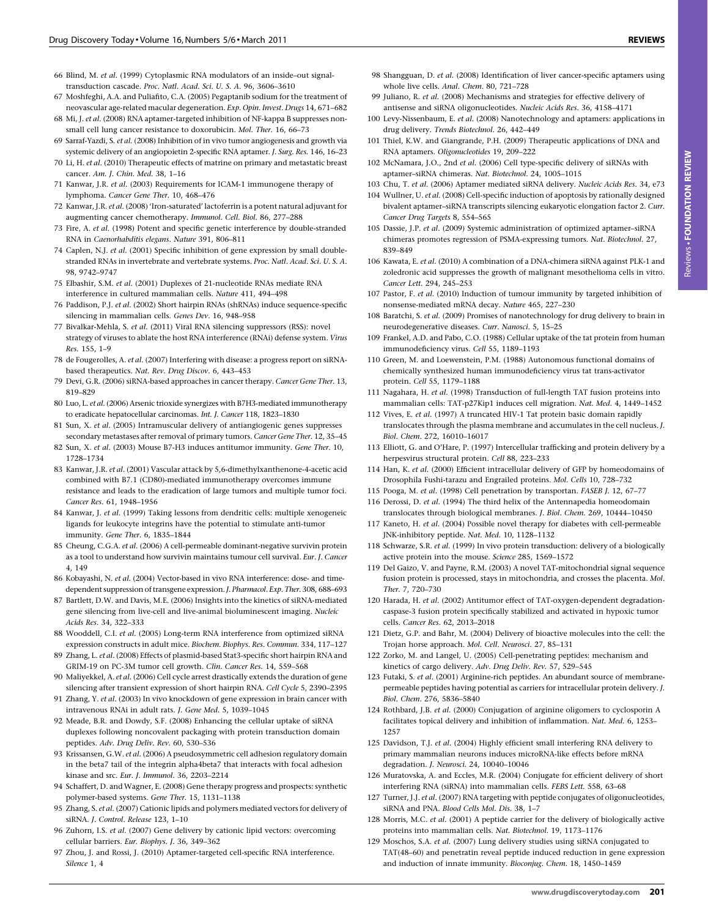66 Blind, M. *et al.* (1999) Cytoplasmic RNA modulators of an inside–out signal-transduction cascade. *Proc. Natl. Acad. Sci. U. S. A.* 96, 3606–3610

67 Moshfeghi, A.A. and Puliafito, C.A. (2005) Pegaptanib sodium for the treatment of neovascular age-related macular degeneration. *Exp. Opin. Invest. Drugs* 14, 671–682

68 Mi, J. *et al.* (2008) RNA aptamer-targeted inhibition of NF-kappa B suppresses non-small cell lung cancer resistance to doxorubicin. *Mol. Ther.* 16, 66–73

69 Sarraf-Yazdi, S. *et al.* (2008) Inhibition of in vivo tumor angiogenesis and growth via systemic delivery of an angiopoietin 2-specific RNA aptamer. *J. Surg. Res.* 146, 16–23

70 Li, H. *et al.* (2010) Therapeutic effects of matrine on primary and metastatic breast cancer. *Am. J. Chin. Med.* 38, 1–16

71 Kanwar, J.R. *et al.* (2003) Requirements for ICAM-1 immunogene therapy of lymphoma. *Cancer Gene Ther.* 10, 468–476

72 Kanwar, J.R. *et al.* (2008) 'Iron-saturated' lactoferrin is a potent natural adjuvant for augmenting cancer chemotherapy. *Immunol. Cell. Biol.* 86, 277–288

73 Fire, A. *et al.* (1998) Potent and specific genetic interference by double-stranded RNA in *Caenorhabditis elegans*. *Nature* 391, 806–811

74 Caplen, N.J. *et al.* (2001) Specific inhibition of gene expression by small double-stranded RNAs in invertebrate and vertebrate systems. *Proc. Natl. Acad. Sci. U. S. A.* 98, 9742–9747

75 Elbashir, S.M. *et al.* (2001) Duplexes of 21-nucleotide RNAs mediate RNA interference in cultured mammalian cells. *Nature* 411, 494–498

76 Paddison, P.J. *et al.* (2002) Short hairpin RNAs (shRNAs) induce sequence-specific silencing in mammalian cells. *Genes Dev.* 16, 948–958

77 Bivalkar-Mehla, S. *et al.* (2011) Viral RNA silencing suppressors (RSS): novel strategy of viruses to ablate the host RNA interference (RNAi) defense system. *Virus Res.* 155, 1–9

78 de Fougerolles, A. *et al.* (2007) Interfering with disease: a progress report on siRNA-based therapeutics. *Nat. Rev. Drug Discov.* 6, 443–453

79 Devi, G.R. (2006) siRNA-based approaches in cancer therapy. *Cancer Gene Ther.* 13, 819–829

80 Luo, L. *et al.* (2006) Arsenic trioxide synergizes with B7H3-mediated immunotherapy to eradicate hepatocellular carcinomas. *Int. J. Cancer* 118, 1823–1830

81 Sun, X. *et al.* (2005) Intramuscular delivery of antiangiogenic genes suppresses secondary metastases after removal of primary tumors. *Cancer Gene Ther.* 12, 35–45

82 Sun, X. *et al.* (2003) Mouse B7-H3 induces antitumor immunity. *Gene Ther.* 10, 1728–1734

83 Kanwar, J.R. *et al.* (2001) Vascular attack by 5,6-dimethylxanthenone-4-acetic acid combined with B7.1 (CD80)-mediated immunotherapy overcomes immune resistance and leads to the eradication of large tumors and multiple tumor foci. *Cancer Res.* 61, 1948–1956

84 Kanwar, J. *et al.* (1999) Taking lessons from dendritic cells: multiple xenogeneic ligands for leukocyte integrins have the potential to stimulate anti-tumor immunity. *Gene Ther.* 6, 1835–1844

85 Cheung, C.G.A. *et al.* (2006) A cell-permeable dominant-negative survivin protein as a tool to understand how survivin maintains tumour cell survival. *Eur. J. Cancer* 4, 149

86 Kobayashi, N. *et al.* (2004) Vector-based in vivo RNA interference: dose- and time-dependent suppression of transgene expression. *J. Pharmacol. Exp. Ther.* 308, 688–693

87 Bartlett, D.W. and Davis, M.E. (2006) Insights into the kinetics of siRNA-mediated gene silencing from live-cell and live-animal bioluminescent imaging. *Nucleic Acids Res.* 34, 322–333

88 Wooddell, C.I. *et al.* (2005) Long-term RNA interference from optimized siRNA expression constructs in adult mice. *Biochem. Biophys. Res. Commun.* 334, 117–127

89 Zhang, L. *et al.* (2008) Effects of plasmid-based Stat3-specific short hairpin RNA and GRIM-19 on PC-3M tumor cell growth. *Clin. Cancer Res.* 14, 559–568

90 Maliyekkel, A. *et al.* (2006) Cell cycle arrest drastically extends the duration of gene silencing after transient expression of short hairpin RNA. *Cell Cycle* 5, 2390–2395

91 Zhang, Y. *et al.* (2003) In vivo knockdown of gene expression in brain cancer with intravenous RNAi in adult rats. *J. Gene Med.* 5, 1039–1045

92 Meade, B.R. and Dowdy, S.F. (2008) Enhancing the cellular uptake of siRNA duplexes following noncovalent packaging with protein transduction domain peptides. *Adv. Drug Deliv. Rev.* 60, 530–536

93 Krissansen, G.W. *et al.* (2006) A pseudosymmetric cell adhesion regulatory domain in the beta7 tail of the integrin alpha4beta7 that interacts with focal adhesion kinase and src. *Eur. J. Immunol.* 36, 2203–2214

94 Schaffert, D. and Wagner, E. (2008) Gene therapy progress and prospects: synthetic polymer-based systems. *Gene Ther.* 15, 1131–1138

95 Zhang, S. *et al.* (2007) Cationic lipids and polymers mediated vectors for delivery of siRNA. *J. Control. Release* 123, 1–10

96 Zuhorn, I.S. *et al.* (2007) Gene delivery by cationic lipid vectors: overcoming cellular barriers. *Eur. Biophys. J.* 36, 349–362

97 Zhou, J. and Rossi, J. (2010) Aptamer-targeted cell-specific RNA interference. *Silence* 1, 4

98 Shangguan, D. *et al.* (2008) Identification of liver cancer-specific aptamers using whole live cells. *Anal. Chem.* 80, 721–728

99 Juliano, R. *et al.* (2008) Mechanisms and strategies for effective delivery of antisense and siRNA oligonucleotides. *Nucleic Acids Res.* 36, 4158–4171

100 Levy-Nissenbaum, E. *et al.* (2008) Nanotechnology and aptamers: applications in drug delivery. *Trends Biotechnol.* 26, 442–449

101 Thiel, K.W. and Giangrande, P.H. (2009) Therapeutic applications of DNA and RNA aptamers. *Oligonucleotides* 19, 209–222

102 McNamara, J.O., 2nd *et al.* (2006) Cell type-specific delivery of siRNAs with aptamer–siRNA chimeras. *Nat. Biotechnol.* 24, 1005–1015

103 Chu, T. *et al.* (2006) Aptamer mediated siRNA delivery. *Nucleic Acids Res.* 34, e73

104 Wullner, U. *et al.* (2008) Cell-specific induction of apoptosis by rationally designed bivalent aptamer–siRNA transcripts silencing eukaryotic elongation factor 2. *Curr. Cancer Drug Targets* 8, 554–565

105 Dassie, J.P. *et al.* (2009) Systemic administration of optimized aptamer–siRNA chimeras promotes regression of PSMA-expressing tumors. *Nat. Biotechnol.* 27, 839–849

106 Kawata, E. *et al.* (2010) A combination of a DNA-chimera siRNA against PLK-1 and zoledronic acid suppresses the growth of malignant mesothelioma cells in vitro. *Cancer Lett.* 294, 245–253

107 Pastor, F. *et al.* (2010) Induction of tumour immunity by targeted inhibition of nonsense-mediated mRNA decay. *Nature* 465, 227–230

108 Baratchi, S. *et al.* (2009) Promises of nanotechnology for drug delivery to brain in neurodegenerative diseases. *Curr. Nanosci.* 5, 15–25

109 Frankel, A.D. and Pabo, C.O. (1988) Cellular uptake of the tat protein from human immunodeficiency virus. *Cell* 55, 1189–1193

110 Green, M. and Loewenstein, P.M. (1988) Autonomous functional domains of chemically synthesized human immunodeficiency virus tat trans-activator protein. *Cell* 55, 1179–1188

111 Nagahara, H. *et al.* (1998) Transduction of full-length TAT fusion proteins into mammalian cells: TAT-p27Kip1 induces cell migration. *Nat. Med.* 4, 1449–1452

112 Vives, E. *et al.* (1997) A truncated HIV-1 Tat protein basic domain rapidly translocates through the plasma membrane and accumulates in the cell nucleus. *J. Biol. Chem.* 272, 16010–16017

113 Elliott, G. and O'Hare, P. (1997) Intercellular trafficking and protein delivery by a herpesvirus structural protein. *Cell* 88, 223–233

114 Han, K. *et al.* (2000) Efficient intracellular delivery of GFP by homeodomains of Drosophila Fushi-tarazu and Engrailed proteins. *Mol. Cells* 10, 728–732

115 Pooga, M. *et al.* (1998) Cell penetration by transportan. *FASEB J.* 12, 67–77

116 Derossi, D. *et al.* (1994) The third helix of the Antennapedia homeodomain translocates through biological membranes. *J. Biol. Chem.* 269, 10444–10450

117 Kaneto, H. *et al.* (2004) Possible novel therapy for diabetes with cell-permeable JNK-inhibitory peptide. *Nat. Med.* 10, 1128–1132

118 Schwarze, S.R. *et al.* (1999) In vivo protein transduction: delivery of a biologically active protein into the mouse. *Science* 285, 1569–1572

119 Del Gaizo, V. and Payne, R.M. (2003) A novel TAT-mitochondrial signal sequence fusion protein is processed, stays in mitochondria, and crosses the placenta. *Mol. Ther.* 7, 720–730

120 Harada, H. *et al.* (2002) Antitumor effect of TAT-oxygen-dependent degradation-caspase-3 fusion protein specifically stabilized and activated in hypoxic tumor cells. *Cancer Res.* 62, 2013–2018

121 Dietz, G.P. and Bahr, M. (2004) Delivery of bioactive molecules into the cell: the Trojan horse approach. *Mol. Cell. Neurosci.* 27, 85–131

122 Zorko, M. and Langel, U. (2005) Cell-penetrating peptides: mechanism and kinetics of cargo delivery. *Adv. Drug Deliv. Rev.* 57, 529–545

123 Futaki, S. *et al.* (2001) Arginine-rich peptides. An abundant source of membrane-permeable peptides having potential as carriers for intracellular protein delivery. *J. Biol. Chem.* 276, 5836–5840

124 Rothbard, J.B. *et al.* (2000) Conjugation of arginine oligomers to cyclosporin A facilitates topical delivery and inhibition of inflammation. *Nat. Med.* 6, 1253–1257

125 Davidson, T.J. *et al.* (2004) Highly efficient small interfering RNA delivery to primary mammalian neurons induces microRNA-like effects before mRNA degradation. *J. Neurosci.* 24, 10040–10046

126 Muratovska, A. and Eccles, M.R. (2004) Conjugate for efficient delivery of short interfering RNA (siRNA) into mammalian cells. *FEBS Lett.* 558, 63–68

127 Turner, J.J. *et al.* (2007) RNA targeting with peptide conjugates of oligonucleotides, siRNA and PNA. *Blood Cells Mol. Dis.* 38, 1–7

128 Morris, M.C. *et al.* (2001) A peptide carrier for the delivery of biologically active proteins into mammalian cells. *Nat. Biotechnol.* 19, 1173–1176

129 Moschos, S.A. *et al.* (2007) Lung delivery studies using siRNA conjugated to TAT(48–60) and penetratin reveal peptide induced reduction in gene expression and induction of innate immunity. *Bioconjug. Chem.* 18, 1450–1459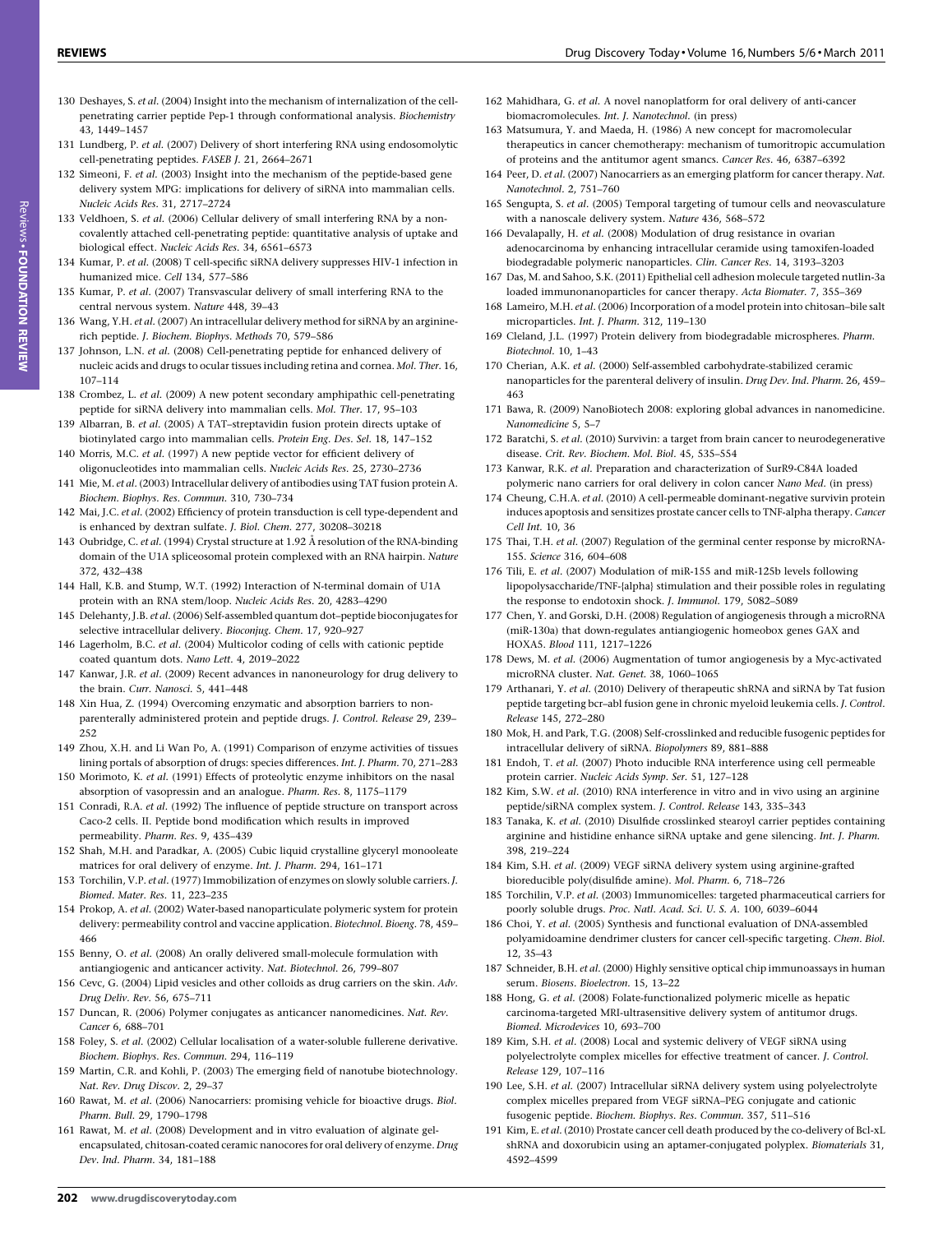130 Deshayes, S. *et al.* (2004) Insight into the mechanism of internalization of the cell-penetrating carrier peptide Pep-1 through conformational analysis. *Biochemistry* 43, 1449–1457

131 Lundberg, P. *et al.* (2007) Delivery of short interfering RNA using endosomolytic cell-penetrating peptides. *FASEB J.* 21, 2664–2671

132 Simeoni, F. *et al.* (2003) Insight into the mechanism of the peptide-based gene delivery system MPG: implications for delivery of siRNA into mammalian cells. *Nucleic Acids Res.* 31, 2717–2724

133 Veldhoen, S. *et al.* (2006) Cellular delivery of small interfering RNA by a non-covalently attached cell-penetrating peptide: quantitative analysis of uptake and biological effect. *Nucleic Acids Res.* 34, 6561–6573

134 Kumar, P. *et al.* (2008) T cell-specific siRNA delivery suppresses HIV-1 infection in humanized mice. *Cell* 134, 577–586

135 Kumar, P. *et al.* (2007) Transvascular delivery of small interfering RNA to the central nervous system. *Nature* 448, 39–43

136 Wang, Y.H. *et al.* (2007) An intracellular delivery method for siRNA by an arginine-rich peptide. *J. Biochem. Biophys. Methods* 70, 579–586

137 Johnson, L.N. *et al.* (2008) Cell-penetrating peptide for enhanced delivery of nucleic acids and drugs to ocular tissues including retina and cornea. *Mol. Ther.* 16, 107–114

138 Crombez, L. *et al.* (2009) A new potent secondary amphipathic cell-penetrating peptide for siRNA delivery into mammalian cells. *Mol. Ther.* 17, 95–103

139 Albarran, B. *et al.* (2005) A TAT–streptavidin fusion protein directs uptake of biotinylated cargo into mammalian cells. *Protein Eng. Des. Sel.* 18, 147–152

140 Morris, M.C. *et al.* (1997) A new peptide vector for efficient delivery of oligonucleotides into mammalian cells. *Nucleic Acids Res.* 25, 2730–2736

141 Mie, M. *et al.* (2003) Intracellular delivery of antibodies using TAT fusion protein A. *Biochem. Biophys. Res. Commun.* 310, 730–734

142 Mai, J.C. *et al.* (2002) Efficiency of protein transduction is cell type-dependent and is enhanced by dextran sulfate. *J. Biol. Chem.* 277, 30208–30218

143 Oubridge, C. *et al.* (1994) Crystal structure at 1.92 Å resolution of the RNA-binding domain of the U1A spliceosomal protein complexed with an RNA hairpin. *Nature* 372, 432–438

144 Hall, K.B. and Stump, W.T. (1992) Interaction of N-terminal domain of U1A protein with an RNA stem/loop. *Nucleic Acids Res.* 20, 4283–4290

145 Delehanty, J.B. *et al.* (2006) Self-assembled quantum dot–peptide bioconjugates for selective intracellular delivery. *Bioconjug. Chem.* 17, 920–927

146 Lagerholm, B.C. *et al.* (2004) Multicolor coding of cells with cationic peptide coated quantum dots. *Nano Lett.* 4, 2019–2022

147 Kanwar, J.R. *et al.* (2009) Recent advances in nanoneurology for drug delivery to the brain. *Curr. Nanosci.* 5, 441–448

148 Xin Hua, Z. (1994) Overcoming enzymatic and absorption barriers to non-parenterally administered protein and peptide drugs. *J. Control. Release* 29, 239–252

149 Zhou, X.H. and Li Wan Po, A. (1991) Comparison of enzyme activities of tissues lining portals of absorption of drugs: species differences. *Int. J. Pharm.* 70, 271–283

150 Morimoto, K. *et al.* (1991) Effects of proteolytic enzyme inhibitors on the nasal absorption of vasopressin and an analogue. *Pharm. Res.* 8, 1175–1179

151 Conradi, R.A. *et al.* (1992) The influence of peptide structure on transport across Caco-2 cells. II. Peptide bond modification which results in improved permeability. *Pharm. Res.* 9, 435–439

152 Shah, M.H. and Paradkar, A. (2005) Cubic liquid crystalline glyceryl monooleate matrices for oral delivery of enzyme. *Int. J. Pharm.* 294, 161–171

153 Torchilin, V.P. *et al.* (1977) Immobilization of enzymes on slowly soluble carriers. *J. Biomed. Mater. Res.* 11, 223–235

154 Prokop, A. *et al.* (2002) Water-based nanoparticulate polymeric system for protein delivery: permeability control and vaccine application. *Biotechnol. Bioeng.* 78, 459–466

155 Benny, O. *et al.* (2008) An orally delivered small-molecule formulation with antiangiogenic and anticancer activity. *Nat. Biotechnol.* 26, 799–807

156 Cevc, G. (2004) Lipid vesicles and other colloids as drug carriers on the skin. *Adv. Drug Deliv. Rev.* 56, 675–711

157 Duncan, R. (2006) Polymer conjugates as anticancer nanomedicines. *Nat. Rev. Cancer* 6, 688–701

158 Foley, S. *et al.* (2002) Cellular localisation of a water-soluble fullerene derivative. *Biochem. Biophys. Res. Commun.* 294, 116–119

159 Martin, C.R. and Kohli, P. (2003) The emerging field of nanotube biotechnology. *Nat. Rev. Drug Discov.* 2, 29–37

160 Rawat, M. *et al.* (2006) Nanocarriers: promising vehicle for bioactive drugs. *Biol. Pharm. Bull.* 29, 1790–1798

161 Rawat, M. *et al.* (2008) Development and in vitro evaluation of alginate gel-encapsulated, chitosan-coated ceramic nanocores for oral delivery of enzyme. *Drug Dev. Ind. Pharm.* 34, 181–188

162 Mahidhara, G. *et al.* A novel nanoplatform for oral delivery of anti-cancer biomacromolecules. *Int. J. Nanotechnol.* (in press)

163 Matsumura, Y. and Maeda, H. (1986) A new concept for macromolecular therapeutics in cancer chemotherapy: mechanism of tumoritropic accumulation of proteins and the antitumor agent smancs. *Cancer Res.* 46, 6387–6392

164 Peer, D. *et al.* (2007) Nanocarriers as an emerging platform for cancer therapy. *Nat. Nanotechnol.* 2, 751–760

165 Sengupta, S. *et al.* (2005) Temporal targeting of tumour cells and neovasculature with a nanoscale delivery system. *Nature* 436, 568–572

166 Devalapally, H. *et al.* (2008) Modulation of drug resistance in ovarian adenocarcinoma by enhancing intracellular ceramide using tamoxifen-loaded biodegradable polymeric nanoparticles. *Clin. Cancer Res.* 14, 3193–3203

167 Das, M. and Sahoo, S.K. (2011) Epithelial cell adhesion molecule targeted nutlin-3a loaded immunonanoparticles for cancer therapy. *Acta Biomater.* 7, 355–369

168 Lameiro, M.H. *et al.* (2006) Incorporation of a model protein into chitosan–bile salt microparticles. *Int. J. Pharm.* 312, 119–130

169 Cleland, J.L. (1997) Protein delivery from biodegradable microspheres. *Pharm. Biotechnol.* 10, 1–43

170 Cherian, A.K. *et al.* (2000) Self-assembled carbohydrate-stabilized ceramic nanoparticles for the parenteral delivery of insulin. *Drug Dev. Ind. Pharm.* 26, 459–463

171 Bawa, R. (2009) NanoBiotech 2008: exploring global advances in nanomedicine. *Nanomedicine* 5, 5–7

172 Baratchi, S. *et al.* (2010) Survivin: a target from brain cancer to neurodegenerative disease. *Crit. Rev. Biochem. Mol. Biol.* 45, 535–554

173 Kanwar, R.K. *et al.* Preparation and characterization of SurR9-C84A loaded polymeric nano carriers for oral delivery in colon cancer *Nano Med.* (in press)

174 Cheung, C.H.A. *et al.* (2010) A cell-permeable dominant-negative survivin protein induces apoptosis and sensitizes prostate cancer cells to TNF-alpha therapy. *Cancer Cell Int.* 10, 36

175 Thai, T.H. *et al.* (2007) Regulation of the germinal center response by microRNA-155. *Science* 316, 604–608

176 Tili, E. *et al.* (2007) Modulation of miR-155 and miR-125b levels following lipopolysaccharide/TNF-{alpha} stimulation and their possible roles in regulating the response to endotoxin shock. *J. Immunol.* 179, 5082–5089

177 Chen, Y. and Gorski, D.H. (2008) Regulation of angiogenesis through a microRNA (miR-130a) that down-regulates antiangiogenic homeobox genes GAX and HOXA5. *Blood* 111, 1217–1226

178 Dews, M. *et al.* (2006) Augmentation of tumor angiogenesis by a Myc-activated microRNA cluster. *Nat. Genet.* 38, 1060–1065

179 Arthanari, Y. *et al.* (2010) Delivery of therapeutic shRNA and siRNA by Tat fusion peptide targeting bcr–abl fusion gene in chronic myeloid leukemia cells. *J. Control. Release* 145, 272–280

180 Mok, H. and Park, T.G. (2008) Self-crosslinked and reducible fusogenic peptides for intracellular delivery of siRNA. *Biopolymers* 89, 881–888

181 Endoh, T. *et al.* (2007) Photo inducible RNA interference using cell permeable protein carrier. *Nucleic Acids Symp. Ser.* 51, 127–128

182 Kim, S.W. *et al.* (2010) RNA interference in vitro and in vivo using an arginine peptide/siRNA complex system. *J. Control. Release* 143, 335–343

183 Tanaka, K. *et al.* (2010) Disulfide crosslinked stearoyl carrier peptides containing arginine and histidine enhance siRNA uptake and gene silencing. *Int. J. Pharm.* 398, 219–224

184 Kim, S.H. *et al.* (2009) VEGF siRNA delivery system using arginine-grafted bioreducible poly(disulfide amine). *Mol. Pharm.* 6, 718–726

185 Torchilin, V.P. *et al.* (2003) Immunomicelles: targeted pharmaceutical carriers for poorly soluble drugs. *Proc. Natl. Acad. Sci. U. S. A.* 100, 6039–6044

186 Choi, Y. *et al.* (2005) Synthesis and functional evaluation of DNA-assembled polyamidoamine dendrimer clusters for cancer cell-specific targeting. *Chem. Biol.* 12, 35–43

187 Schneider, B.H. *et al.* (2000) Highly sensitive optical chip immunoassays in human serum. *Biosens. Bioelectron.* 15, 13–22

188 Hong, G. *et al.* (2008) Folate-functionalized polymeric micelle as hepatic carcinoma-targeted MRI-ultrasensitive delivery system of antitumor drugs. *Biomed. Microdevices* 10, 693–700

189 Kim, S.H. *et al.* (2008) Local and systemic delivery of VEGF siRNA using polyelectrolyte complex micelles for effective treatment of cancer. *J. Control. Release* 129, 107–116

190 Lee, S.H. *et al.* (2007) Intracellular siRNA delivery system using polyelectrolyte complex micelles prepared from VEGF siRNA–PEG conjugate and cationic fusogenic peptide. *Biochem. Biophys. Res. Commun.* 357, 511–516

191 Kim, E. *et al.* (2010) Prostate cancer cell death produced by the co-delivery of Bcl-xL shRNA and doxorubicin using an aptamer-conjugated polyplex. *Biomaterials* 31, 4592–4599